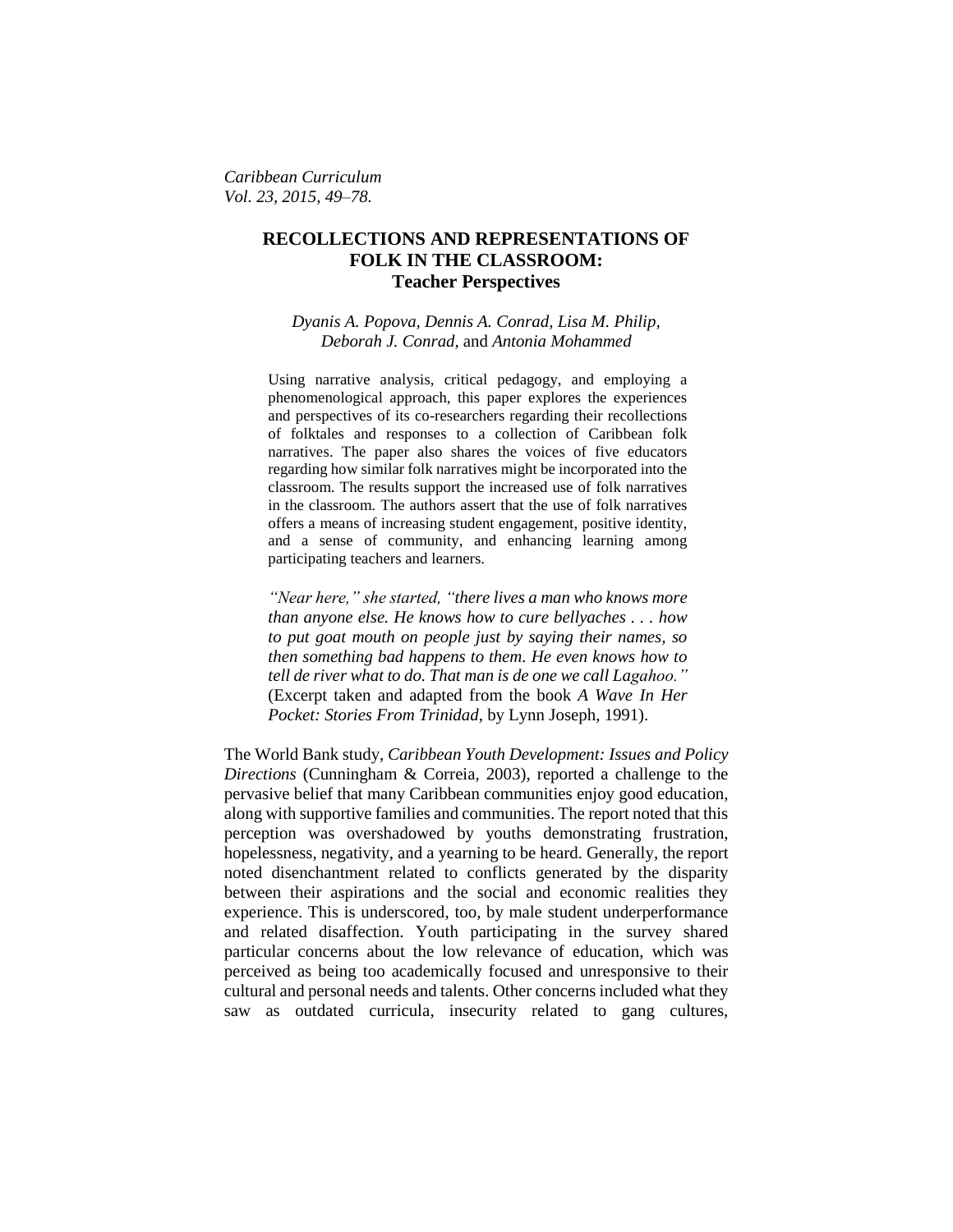*Caribbean Curriculum*
*Vol. 23, 2015, 49–78.*

# RECOLLECTIONS AND REPRESENTATIONS OF FOLK IN THE CLASSROOM: Teacher Perspectives

*Dyanis A. Popova, Dennis A. Conrad, Lisa M. Philip, Deborah J. Conrad,* and *Antonia Mohammed*

Using narrative analysis, critical pedagogy, and employing a phenomenological approach, this paper explores the experiences and perspectives of its co-researchers regarding their recollections of folktales and responses to a collection of Caribbean folk narratives. The paper also shares the voices of five educators regarding how similar folk narratives might be incorporated into the classroom. The results support the increased use of folk narratives in the classroom. The authors assert that the use of folk narratives offers a means of increasing student engagement, positive identity, and a sense of community, and enhancing learning among participating teachers and learners.

*"Near here," she started, "there lives a man who knows more than anyone else. He knows how to cure bellyaches . . . how to put goat mouth on people just by saying their names, so then something bad happens to them. He even knows how to tell de river what to do. That man is de one we call Lagahoo."* (Excerpt taken and adapted from the book *A Wave In Her Pocket: Stories From Trinidad*, by Lynn Joseph, 1991).

The World Bank study, *Caribbean Youth Development: Issues and Policy Directions* (Cunningham & Correia, 2003), reported a challenge to the pervasive belief that many Caribbean communities enjoy good education, along with supportive families and communities. The report noted that this perception was overshadowed by youths demonstrating frustration, hopelessness, negativity, and a yearning to be heard. Generally, the report noted disenchantment related to conflicts generated by the disparity between their aspirations and the social and economic realities they experience. This is underscored, too, by male student underperformance and related disaffection. Youth participating in the survey shared particular concerns about the low relevance of education, which was perceived as being too academically focused and unresponsive to their cultural and personal needs and talents. Other concerns included what they saw as outdated curricula, insecurity related to gang cultures,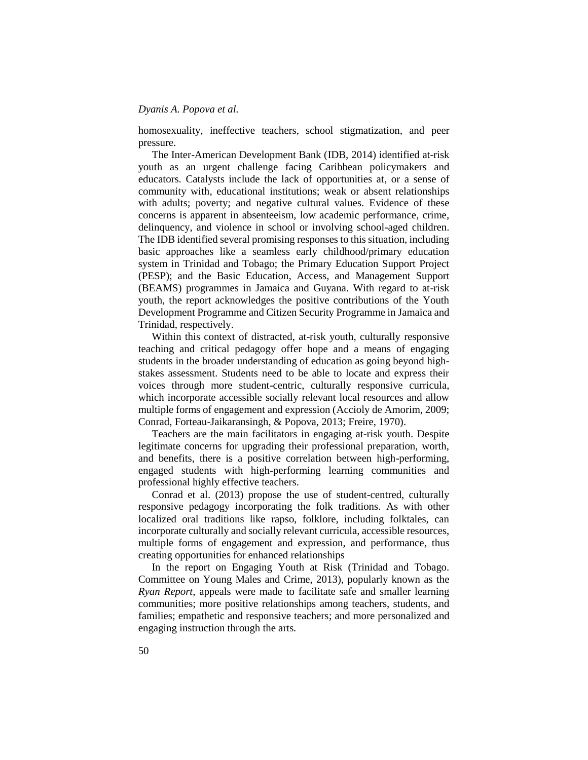homosexuality, ineffective teachers, school stigmatization, and peer pressure.

The Inter-American Development Bank (IDB, 2014) identified at-risk youth as an urgent challenge facing Caribbean policymakers and educators. Catalysts include the lack of opportunities at, or a sense of community with, educational institutions; weak or absent relationships with adults; poverty; and negative cultural values. Evidence of these concerns is apparent in absenteeism, low academic performance, crime, delinquency, and violence in school or involving school-aged children. The IDB identified several promising responses to this situation, including basic approaches like a seamless early childhood/primary education system in Trinidad and Tobago; the Primary Education Support Project (PESP); and the Basic Education, Access, and Management Support (BEAMS) programmes in Jamaica and Guyana. With regard to at-risk youth, the report acknowledges the positive contributions of the Youth Development Programme and Citizen Security Programme in Jamaica and Trinidad, respectively.

Within this context of distracted, at-risk youth, culturally responsive teaching and critical pedagogy offer hope and a means of engaging students in the broader understanding of education as going beyond high-stakes assessment. Students need to be able to locate and express their voices through more student-centric, culturally responsive curricula, which incorporate accessible socially relevant local resources and allow multiple forms of engagement and expression (Accioly de Amorim, 2009; Conrad, Forteau-Jaikaransingh, & Popova, 2013; Freire, 1970).

Teachers are the main facilitators in engaging at-risk youth. Despite legitimate concerns for upgrading their professional preparation, worth, and benefits, there is a positive correlation between high-performing, engaged students with high-performing learning communities and professional highly effective teachers.

Conrad et al. (2013) propose the use of student-centred, culturally responsive pedagogy incorporating the folk traditions. As with other localized oral traditions like rapso, folklore, including folktales, can incorporate culturally and socially relevant curricula, accessible resources, multiple forms of engagement and expression, and performance, thus creating opportunities for enhanced relationships

In the report on Engaging Youth at Risk (Trinidad and Tobago. Committee on Young Males and Crime, 2013), popularly known as the *Ryan Report*, appeals were made to facilitate safe and smaller learning communities; more positive relationships among teachers, students, and families; empathetic and responsive teachers; and more personalized and engaging instruction through the arts.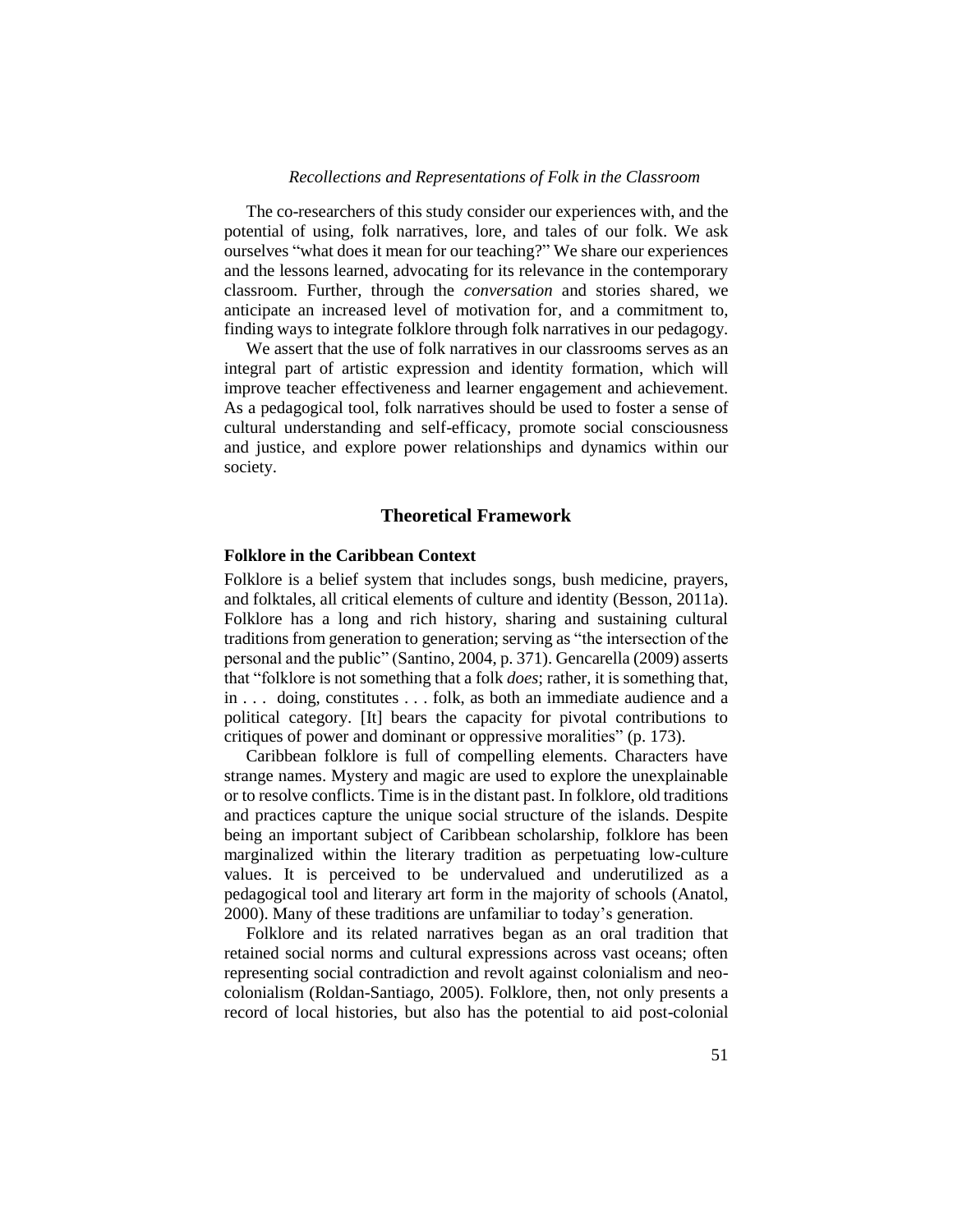The co-researchers of this study consider our experiences with, and the potential of using, folk narratives, lore, and tales of our folk. We ask ourselves "what does it mean for our teaching?" We share our experiences and the lessons learned, advocating for its relevance in the contemporary classroom. Further, through the *conversation* and stories shared, we anticipate an increased level of motivation for, and a commitment to, finding ways to integrate folklore through folk narratives in our pedagogy.

We assert that the use of folk narratives in our classrooms serves as an integral part of artistic expression and identity formation, which will improve teacher effectiveness and learner engagement and achievement. As a pedagogical tool, folk narratives should be used to foster a sense of cultural understanding and self-efficacy, promote social consciousness and justice, and explore power relationships and dynamics within our society.

## Theoretical Framework

### Folklore in the Caribbean Context

Folklore is a belief system that includes songs, bush medicine, prayers, and folktales, all critical elements of culture and identity (Besson, 2011a). Folklore has a long and rich history, sharing and sustaining cultural traditions from generation to generation; serving as "the intersection of the personal and the public" (Santino, 2004, p. 371). Gencarella (2009) asserts that "folklore is not something that a folk *does*; rather, it is something that, in . . . doing, constitutes . . . folk, as both an immediate audience and a political category. [It] bears the capacity for pivotal contributions to critiques of power and dominant or oppressive moralities" (p. 173).

Caribbean folklore is full of compelling elements. Characters have strange names. Mystery and magic are used to explore the unexplainable or to resolve conflicts. Time is in the distant past. In folklore, old traditions and practices capture the unique social structure of the islands. Despite being an important subject of Caribbean scholarship, folklore has been marginalized within the literary tradition as perpetuating low-culture values. It is perceived to be undervalued and underutilized as a pedagogical tool and literary art form in the majority of schools (Anatol, 2000). Many of these traditions are unfamiliar to today's generation.

Folklore and its related narratives began as an oral tradition that retained social norms and cultural expressions across vast oceans; often representing social contradiction and revolt against colonialism and neo-colonialism (Roldan-Santiago, 2005). Folklore, then, not only presents a record of local histories, but also has the potential to aid post-colonial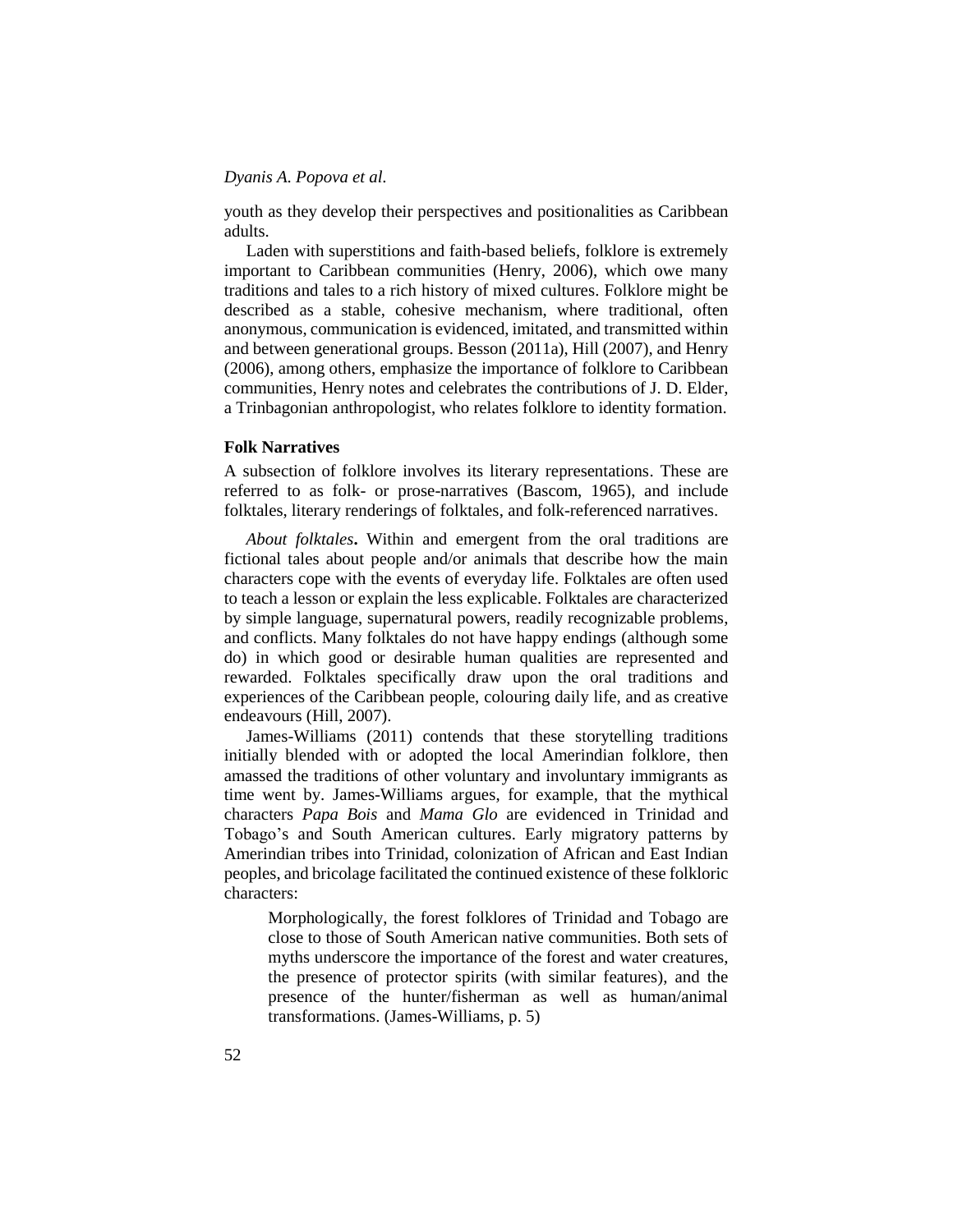youth as they develop their perspectives and positionalities as Caribbean adults.

Laden with superstitions and faith-based beliefs, folklore is extremely important to Caribbean communities (Henry, 2006), which owe many traditions and tales to a rich history of mixed cultures. Folklore might be described as a stable, cohesive mechanism, where traditional, often anonymous, communication is evidenced, imitated, and transmitted within and between generational groups. Besson (2011a), Hill (2007), and Henry (2006), among others, emphasize the importance of folklore to Caribbean communities, Henry notes and celebrates the contributions of J. D. Elder, a Trinbagonian anthropologist, who relates folklore to identity formation.

### Folk Narratives

A subsection of folklore involves its literary representations. These are referred to as folk- or prose-narratives (Bascom, 1965), and include folktales, literary renderings of folktales, and folk-referenced narratives.

*About folktales***.** Within and emergent from the oral traditions are fictional tales about people and/or animals that describe how the main characters cope with the events of everyday life. Folktales are often used to teach a lesson or explain the less explicable. Folktales are characterized by simple language, supernatural powers, readily recognizable problems, and conflicts. Many folktales do not have happy endings (although some do) in which good or desirable human qualities are represented and rewarded. Folktales specifically draw upon the oral traditions and experiences of the Caribbean people, colouring daily life, and as creative endeavours (Hill, 2007).

James-Williams (2011) contends that these storytelling traditions initially blended with or adopted the local Amerindian folklore, then amassed the traditions of other voluntary and involuntary immigrants as time went by. James-Williams argues, for example, that the mythical characters *Papa Bois* and *Mama Glo* are evidenced in Trinidad and Tobago's and South American cultures. Early migratory patterns by Amerindian tribes into Trinidad, colonization of African and East Indian peoples, and bricolage facilitated the continued existence of these folkloric characters:

> Morphologically, the forest folklores of Trinidad and Tobago are close to those of South American native communities. Both sets of myths underscore the importance of the forest and water creatures, the presence of protector spirits (with similar features), and the presence of the hunter/fisherman as well as human/animal transformations. (James-Williams, p. 5)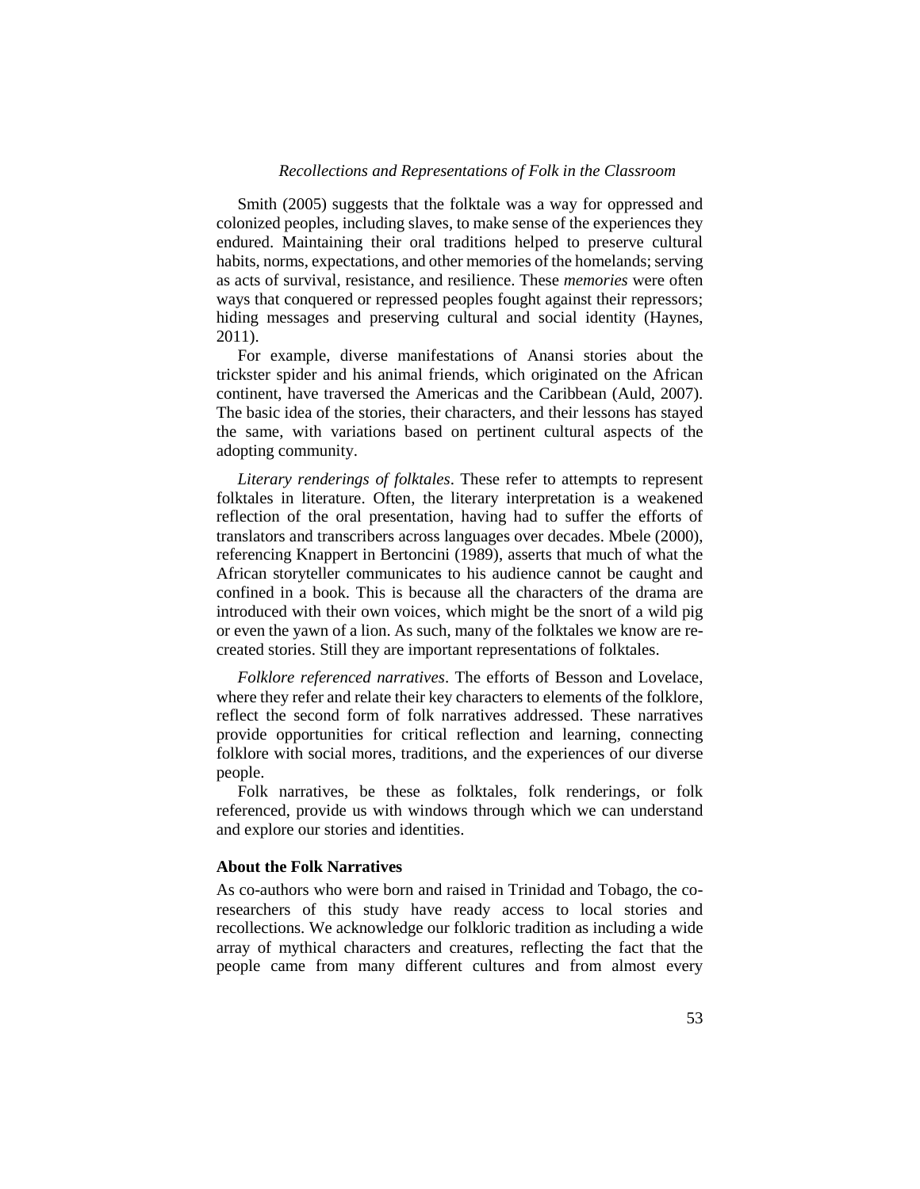Smith (2005) suggests that the folktale was a way for oppressed and colonized peoples, including slaves, to make sense of the experiences they endured. Maintaining their oral traditions helped to preserve cultural habits, norms, expectations, and other memories of the homelands; serving as acts of survival, resistance, and resilience. These *memories* were often ways that conquered or repressed peoples fought against their repressors; hiding messages and preserving cultural and social identity (Haynes, 2011).

For example, diverse manifestations of Anansi stories about the trickster spider and his animal friends, which originated on the African continent, have traversed the Americas and the Caribbean (Auld, 2007). The basic idea of the stories, their characters, and their lessons has stayed the same, with variations based on pertinent cultural aspects of the adopting community.

*Literary renderings of folktales*. These refer to attempts to represent folktales in literature. Often, the literary interpretation is a weakened reflection of the oral presentation, having had to suffer the efforts of translators and transcribers across languages over decades. Mbele (2000), referencing Knappert in Bertoncini (1989), asserts that much of what the African storyteller communicates to his audience cannot be caught and confined in a book. This is because all the characters of the drama are introduced with their own voices, which might be the snort of a wild pig or even the yawn of a lion. As such, many of the folktales we know are re-created stories. Still they are important representations of folktales.

*Folklore referenced narratives*. The efforts of Besson and Lovelace, where they refer and relate their key characters to elements of the folklore, reflect the second form of folk narratives addressed. These narratives provide opportunities for critical reflection and learning, connecting folklore with social mores, traditions, and the experiences of our diverse people.

Folk narratives, be these as folktales, folk renderings, or folk referenced, provide us with windows through which we can understand and explore our stories and identities.

**About the Folk Narratives**

As co-authors who were born and raised in Trinidad and Tobago, the co-researchers of this study have ready access to local stories and recollections. We acknowledge our folkloric tradition as including a wide array of mythical characters and creatures, reflecting the fact that the people came from many different cultures and from almost every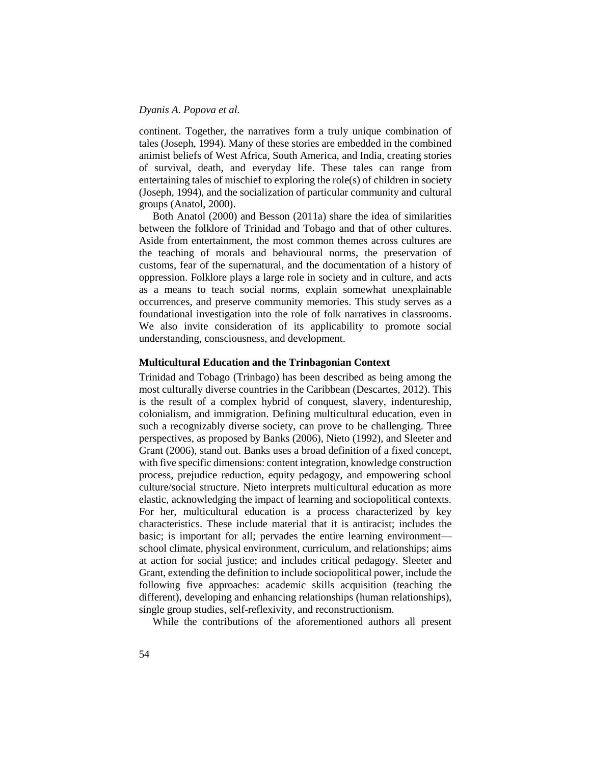continent. Together, the narratives form a truly unique combination of tales (Joseph, 1994). Many of these stories are embedded in the combined animist beliefs of West Africa, South America, and India, creating stories of survival, death, and everyday life. These tales can range from entertaining tales of mischief to exploring the role(s) of children in society (Joseph, 1994), and the socialization of particular community and cultural groups (Anatol, 2000).

Both Anatol (2000) and Besson (2011a) share the idea of similarities between the folklore of Trinidad and Tobago and that of other cultures. Aside from entertainment, the most common themes across cultures are the teaching of morals and behavioural norms, the preservation of customs, fear of the supernatural, and the documentation of a history of oppression. Folklore plays a large role in society and in culture, and acts as a means to teach social norms, explain somewhat unexplainable occurrences, and preserve community memories. This study serves as a foundational investigation into the role of folk narratives in classrooms. We also invite consideration of its applicability to promote social understanding, consciousness, and development.

## Multicultural Education and the Trinbagonian Context

Trinidad and Tobago (Trinbago) has been described as being among the most culturally diverse countries in the Caribbean (Descartes, 2012). This is the result of a complex hybrid of conquest, slavery, indentureship, colonialism, and immigration. Defining multicultural education, even in such a recognizably diverse society, can prove to be challenging. Three perspectives, as proposed by Banks (2006), Nieto (1992), and Sleeter and Grant (2006), stand out. Banks uses a broad definition of a fixed concept, with five specific dimensions: content integration, knowledge construction process, prejudice reduction, equity pedagogy, and empowering school culture/social structure. Nieto interprets multicultural education as more elastic, acknowledging the impact of learning and sociopolitical contexts. For her, multicultural education is a process characterized by key characteristics. These include material that it is antiracist; includes the basic; is important for all; pervades the entire learning environment—school climate, physical environment, curriculum, and relationships; aims at action for social justice; and includes critical pedagogy. Sleeter and Grant, extending the definition to include sociopolitical power, include the following five approaches: academic skills acquisition (teaching the different), developing and enhancing relationships (human relationships), single group studies, self-reflexivity, and reconstructionism.

While the contributions of the aforementioned authors all present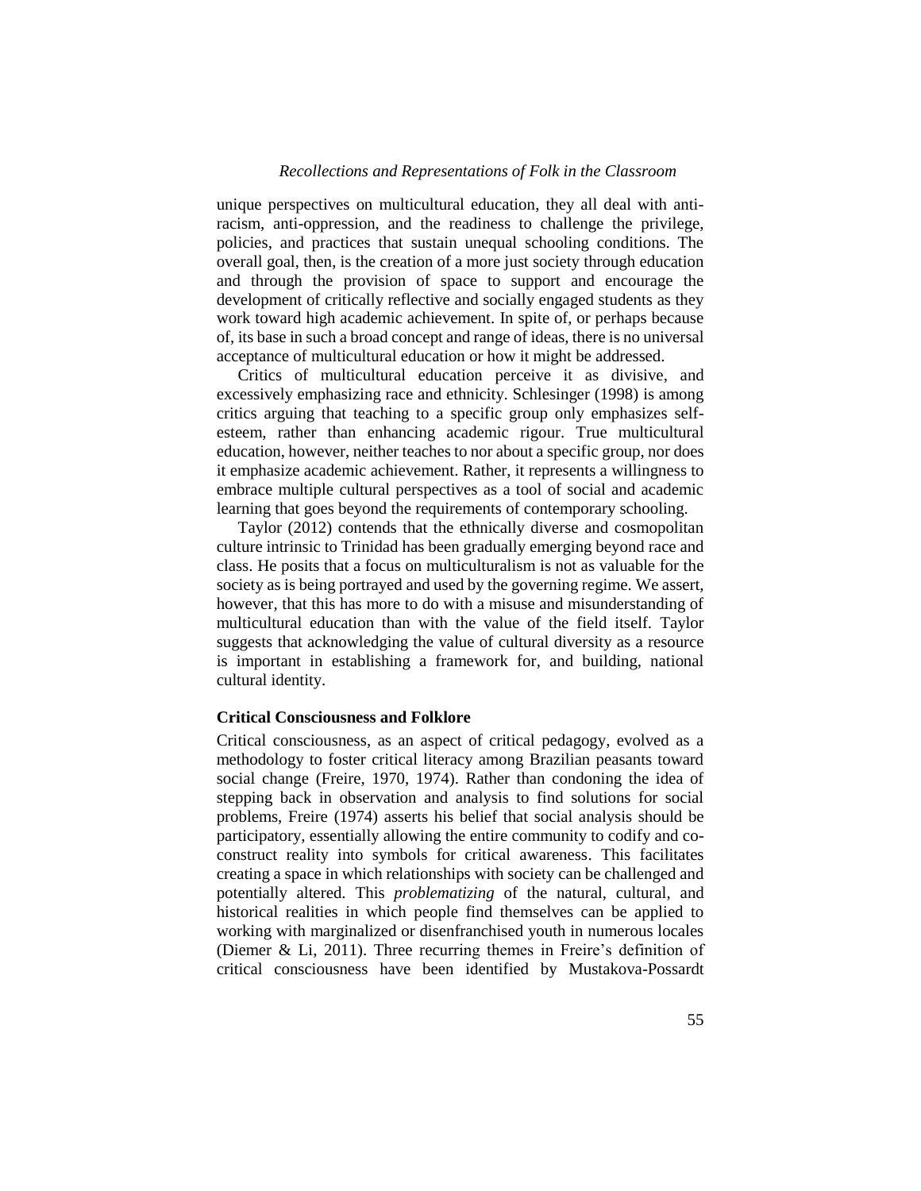unique perspectives on multicultural education, they all deal with anti-racism, anti-oppression, and the readiness to challenge the privilege, policies, and practices that sustain unequal schooling conditions. The overall goal, then, is the creation of a more just society through education and through the provision of space to support and encourage the development of critically reflective and socially engaged students as they work toward high academic achievement. In spite of, or perhaps because of, its base in such a broad concept and range of ideas, there is no universal acceptance of multicultural education or how it might be addressed.

Critics of multicultural education perceive it as divisive, and excessively emphasizing race and ethnicity. Schlesinger (1998) is among critics arguing that teaching to a specific group only emphasizes self-esteem, rather than enhancing academic rigour. True multicultural education, however, neither teaches to nor about a specific group, nor does it emphasize academic achievement. Rather, it represents a willingness to embrace multiple cultural perspectives as a tool of social and academic learning that goes beyond the requirements of contemporary schooling.

Taylor (2012) contends that the ethnically diverse and cosmopolitan culture intrinsic to Trinidad has been gradually emerging beyond race and class. He posits that a focus on multiculturalism is not as valuable for the society as is being portrayed and used by the governing regime. We assert, however, that this has more to do with a misuse and misunderstanding of multicultural education than with the value of the field itself. Taylor suggests that acknowledging the value of cultural diversity as a resource is important in establishing a framework for, and building, national cultural identity.

### Critical Consciousness and Folklore

Critical consciousness, as an aspect of critical pedagogy, evolved as a methodology to foster critical literacy among Brazilian peasants toward social change (Freire, 1970, 1974). Rather than condoning the idea of stepping back in observation and analysis to find solutions for social problems, Freire (1974) asserts his belief that social analysis should be participatory, essentially allowing the entire community to codify and co-construct reality into symbols for critical awareness. This facilitates creating a space in which relationships with society can be challenged and potentially altered. This *problematizing* of the natural, cultural, and historical realities in which people find themselves can be applied to working with marginalized or disenfranchised youth in numerous locales (Diemer & Li, 2011). Three recurring themes in Freire's definition of critical consciousness have been identified by Mustakova-Possardt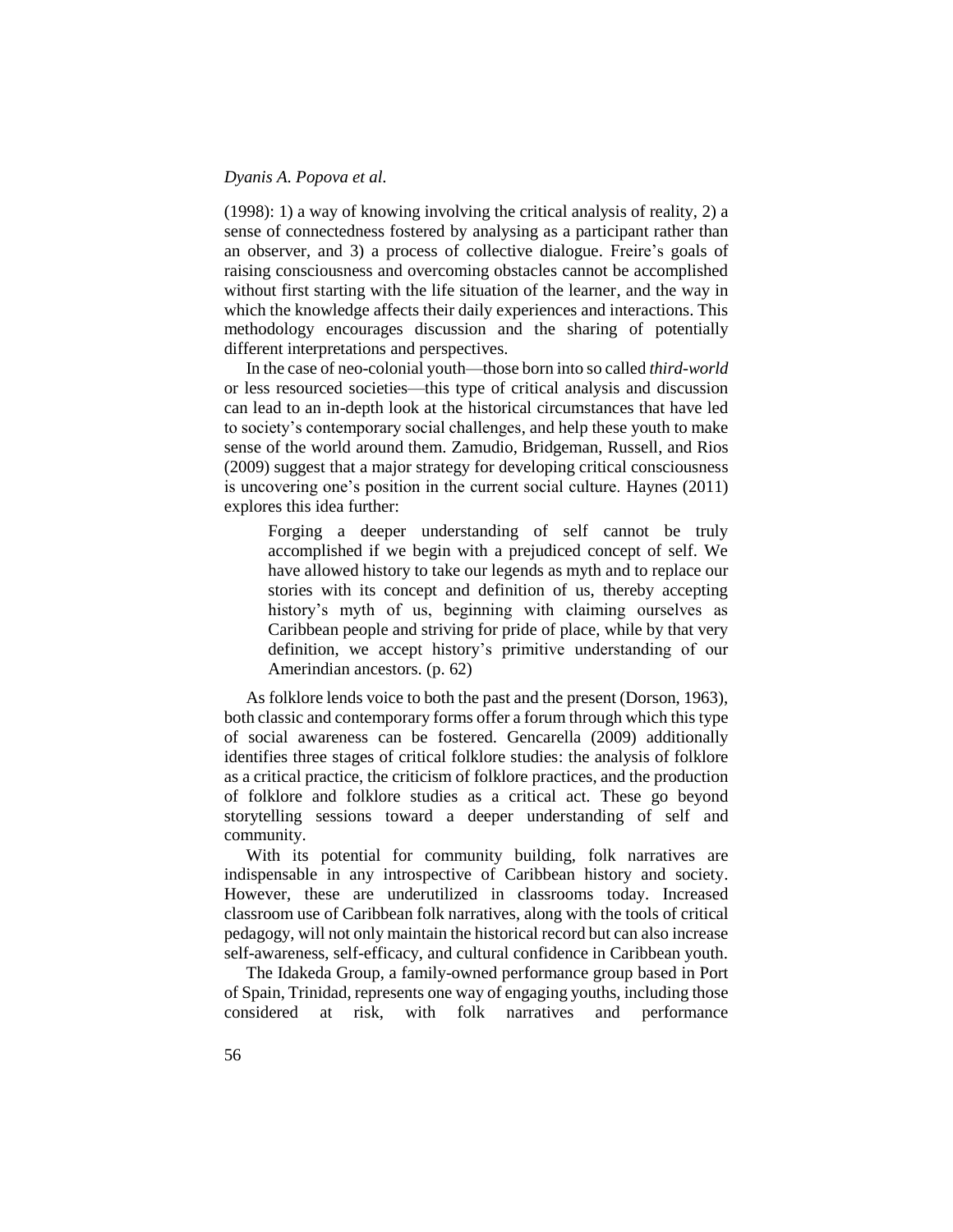(1998): 1) a way of knowing involving the critical analysis of reality, 2) a sense of connectedness fostered by analysing as a participant rather than an observer, and 3) a process of collective dialogue. Freire's goals of raising consciousness and overcoming obstacles cannot be accomplished without first starting with the life situation of the learner, and the way in which the knowledge affects their daily experiences and interactions. This methodology encourages discussion and the sharing of potentially different interpretations and perspectives.

In the case of neo-colonial youth—those born into so called *third-world* or less resourced societies—this type of critical analysis and discussion can lead to an in-depth look at the historical circumstances that have led to society's contemporary social challenges, and help these youth to make sense of the world around them. Zamudio, Bridgeman, Russell, and Rios (2009) suggest that a major strategy for developing critical consciousness is uncovering one's position in the current social culture. Haynes (2011) explores this idea further:

> Forging a deeper understanding of self cannot be truly accomplished if we begin with a prejudiced concept of self. We have allowed history to take our legends as myth and to replace our stories with its concept and definition of us, thereby accepting history's myth of us, beginning with claiming ourselves as Caribbean people and striving for pride of place, while by that very definition, we accept history's primitive understanding of our Amerindian ancestors. (p. 62)

As folklore lends voice to both the past and the present (Dorson, 1963), both classic and contemporary forms offer a forum through which this type of social awareness can be fostered. Gencarella (2009) additionally identifies three stages of critical folklore studies: the analysis of folklore as a critical practice, the criticism of folklore practices, and the production of folklore and folklore studies as a critical act. These go beyond storytelling sessions toward a deeper understanding of self and community.

With its potential for community building, folk narratives are indispensable in any introspective of Caribbean history and society. However, these are underutilized in classrooms today. Increased classroom use of Caribbean folk narratives, along with the tools of critical pedagogy, will not only maintain the historical record but can also increase self-awareness, self-efficacy, and cultural confidence in Caribbean youth.

The Idakeda Group, a family-owned performance group based in Port of Spain, Trinidad, represents one way of engaging youths, including those considered at risk, with folk narratives and performance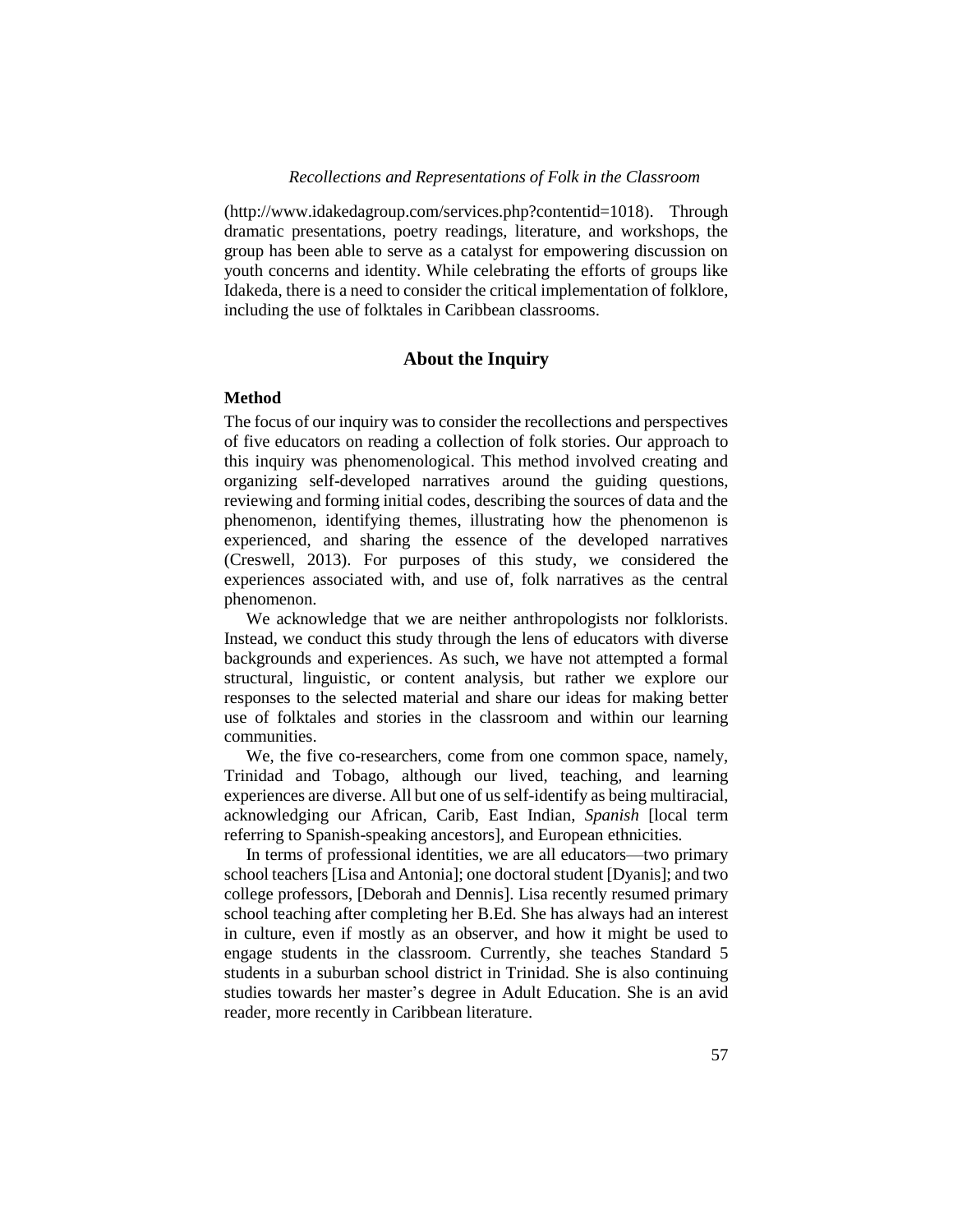(http://www.idakedagroup.com/services.php?contentid=1018). Through dramatic presentations, poetry readings, literature, and workshops, the group has been able to serve as a catalyst for empowering discussion on youth concerns and identity. While celebrating the efforts of groups like Idakeda, there is a need to consider the critical implementation of folklore, including the use of folktales in Caribbean classrooms.

## About the Inquiry

### Method

The focus of our inquiry was to consider the recollections and perspectives of five educators on reading a collection of folk stories. Our approach to this inquiry was phenomenological. This method involved creating and organizing self-developed narratives around the guiding questions, reviewing and forming initial codes, describing the sources of data and the phenomenon, identifying themes, illustrating how the phenomenon is experienced, and sharing the essence of the developed narratives (Creswell, 2013). For purposes of this study, we considered the experiences associated with, and use of, folk narratives as the central phenomenon.

We acknowledge that we are neither anthropologists nor folklorists. Instead, we conduct this study through the lens of educators with diverse backgrounds and experiences. As such, we have not attempted a formal structural, linguistic, or content analysis, but rather we explore our responses to the selected material and share our ideas for making better use of folktales and stories in the classroom and within our learning communities.

We, the five co-researchers, come from one common space, namely, Trinidad and Tobago, although our lived, teaching, and learning experiences are diverse. All but one of us self-identify as being multiracial, acknowledging our African, Carib, East Indian, *Spanish* [local term referring to Spanish-speaking ancestors], and European ethnicities.

In terms of professional identities, we are all educators—two primary school teachers [Lisa and Antonia]; one doctoral student [Dyanis]; and two college professors, [Deborah and Dennis]. Lisa recently resumed primary school teaching after completing her B.Ed. She has always had an interest in culture, even if mostly as an observer, and how it might be used to engage students in the classroom. Currently, she teaches Standard 5 students in a suburban school district in Trinidad. She is also continuing studies towards her master's degree in Adult Education. She is an avid reader, more recently in Caribbean literature.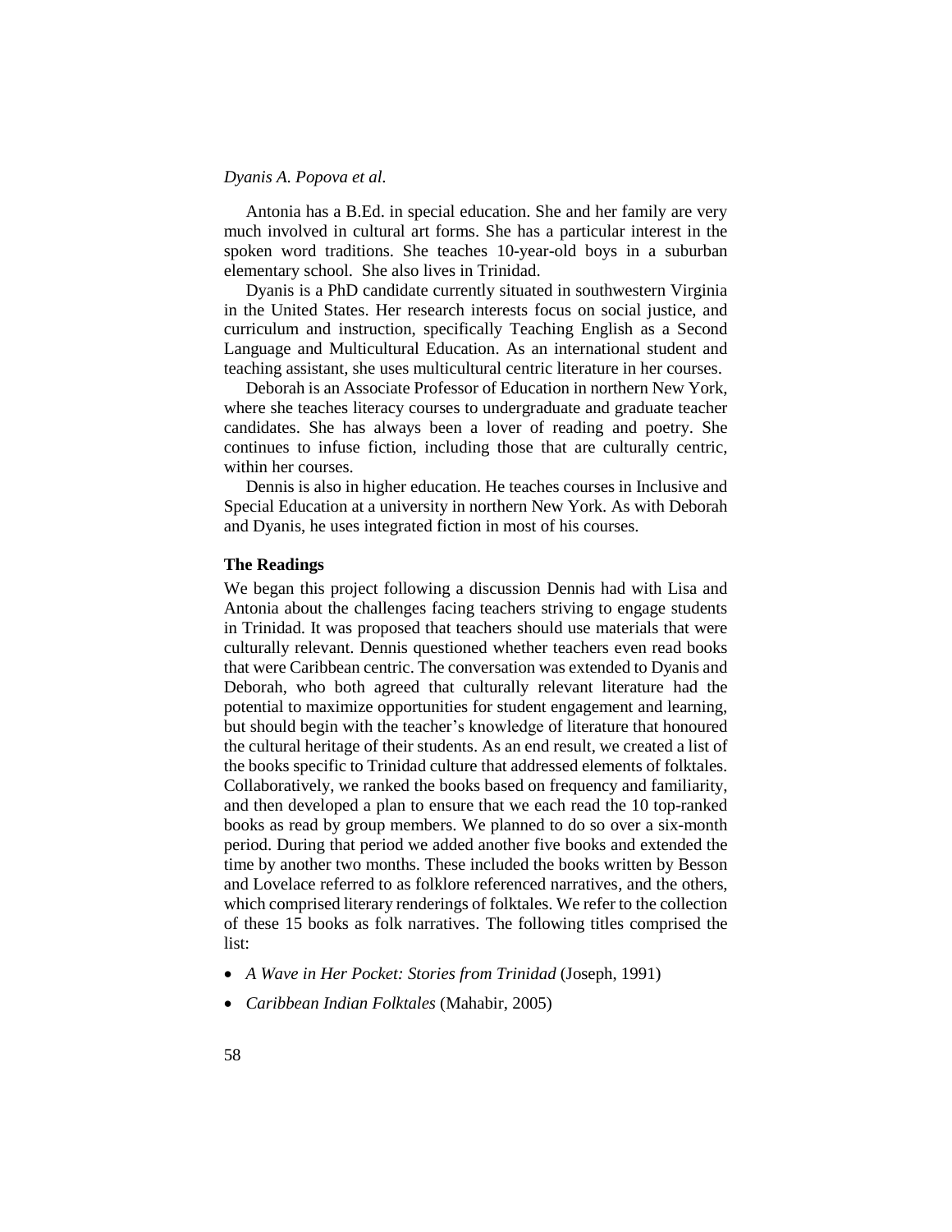Antonia has a B.Ed. in special education. She and her family are very much involved in cultural art forms. She has a particular interest in the spoken word traditions. She teaches 10-year-old boys in a suburban elementary school. She also lives in Trinidad.

Dyanis is a PhD candidate currently situated in southwestern Virginia in the United States. Her research interests focus on social justice, and curriculum and instruction, specifically Teaching English as a Second Language and Multicultural Education. As an international student and teaching assistant, she uses multicultural centric literature in her courses.

Deborah is an Associate Professor of Education in northern New York, where she teaches literacy courses to undergraduate and graduate teacher candidates. She has always been a lover of reading and poetry. She continues to infuse fiction, including those that are culturally centric, within her courses.

Dennis is also in higher education. He teaches courses in Inclusive and Special Education at a university in northern New York. As with Deborah and Dyanis, he uses integrated fiction in most of his courses.

**The Readings**

We began this project following a discussion Dennis had with Lisa and Antonia about the challenges facing teachers striving to engage students in Trinidad. It was proposed that teachers should use materials that were culturally relevant. Dennis questioned whether teachers even read books that were Caribbean centric. The conversation was extended to Dyanis and Deborah, who both agreed that culturally relevant literature had the potential to maximize opportunities for student engagement and learning, but should begin with the teacher's knowledge of literature that honoured the cultural heritage of their students. As an end result, we created a list of the books specific to Trinidad culture that addressed elements of folktales. Collaboratively, we ranked the books based on frequency and familiarity, and then developed a plan to ensure that we each read the 10 top-ranked books as read by group members. We planned to do so over a six-month period. During that period we added another five books and extended the time by another two months. These included the books written by Besson and Lovelace referred to as folklore referenced narratives, and the others, which comprised literary renderings of folktales. We refer to the collection of these 15 books as folk narratives. The following titles comprised the list:

- *A Wave in Her Pocket: Stories from Trinidad* (Joseph, 1991)
- *Caribbean Indian Folktales* (Mahabir, 2005)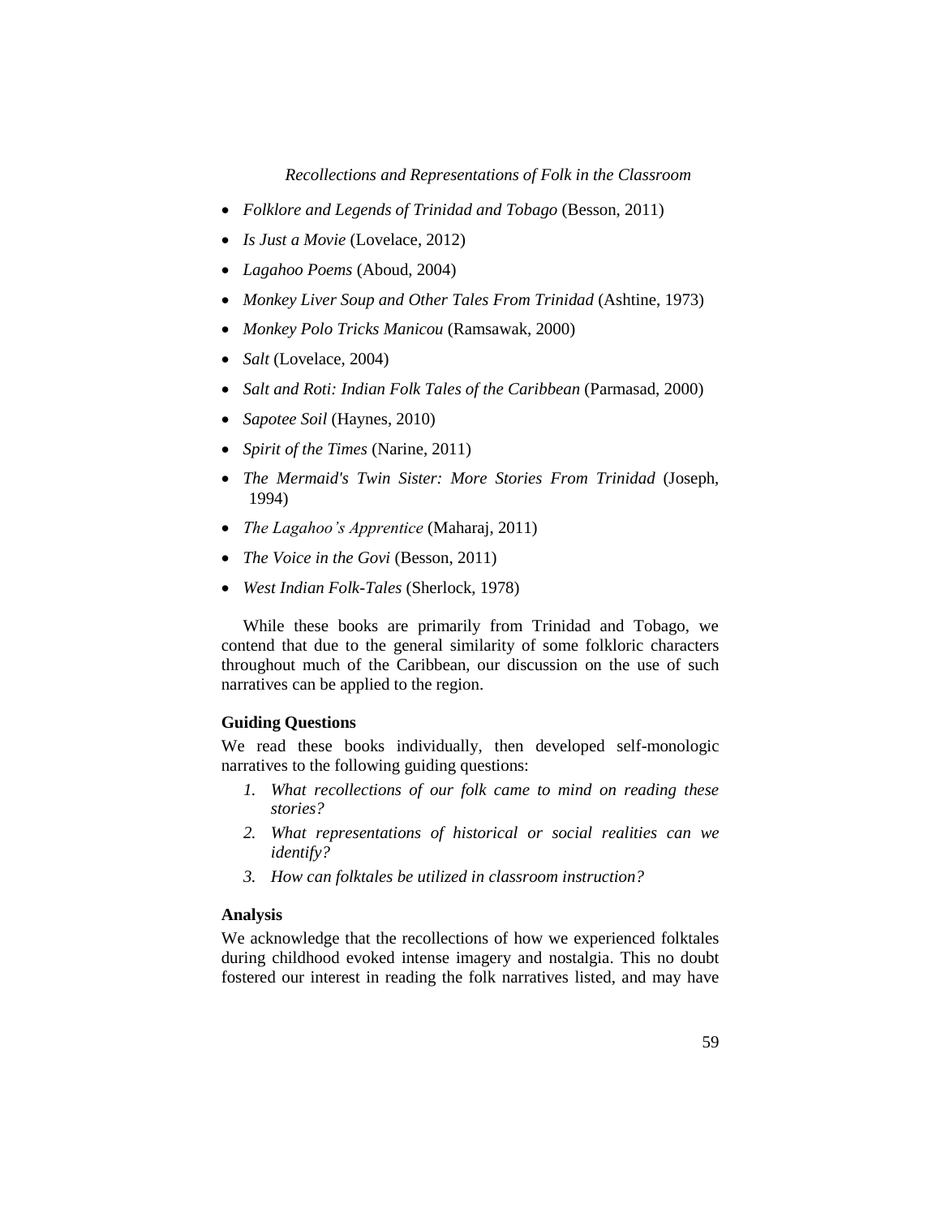- *Folklore and Legends of Trinidad and Tobago* (Besson, 2011)
- *Is Just a Movie* (Lovelace, 2012)
- *Lagahoo Poems* (Aboud, 2004)
- *Monkey Liver Soup and Other Tales From Trinidad* (Ashtine, 1973)
- *Monkey Polo Tricks Manicou* (Ramsawak, 2000)
- *Salt* (Lovelace, 2004)
- *Salt and Roti: Indian Folk Tales of the Caribbean* (Parmasad, 2000)
- *Sapotee Soil* (Haynes, 2010)
- *Spirit of the Times* (Narine, 2011)
- *The Mermaid's Twin Sister: More Stories From Trinidad* (Joseph, 1994)
- *The Lagahoo's Apprentice* (Maharaj, 2011)
- *The Voice in the Govi* (Besson, 2011)
- *West Indian Folk-Tales* (Sherlock, 1978)

While these books are primarily from Trinidad and Tobago, we contend that due to the general similarity of some folkloric characters throughout much of the Caribbean, our discussion on the use of such narratives can be applied to the region.

### Guiding Questions

We read these books individually, then developed self-monologic narratives to the following guiding questions:

1. *What recollections of our folk came to mind on reading these stories?*
2. *What representations of historical or social realities can we identify?*
3. *How can folktales be utilized in classroom instruction?*

### Analysis

We acknowledge that the recollections of how we experienced folktales during childhood evoked intense imagery and nostalgia. This no doubt fostered our interest in reading the folk narratives listed, and may have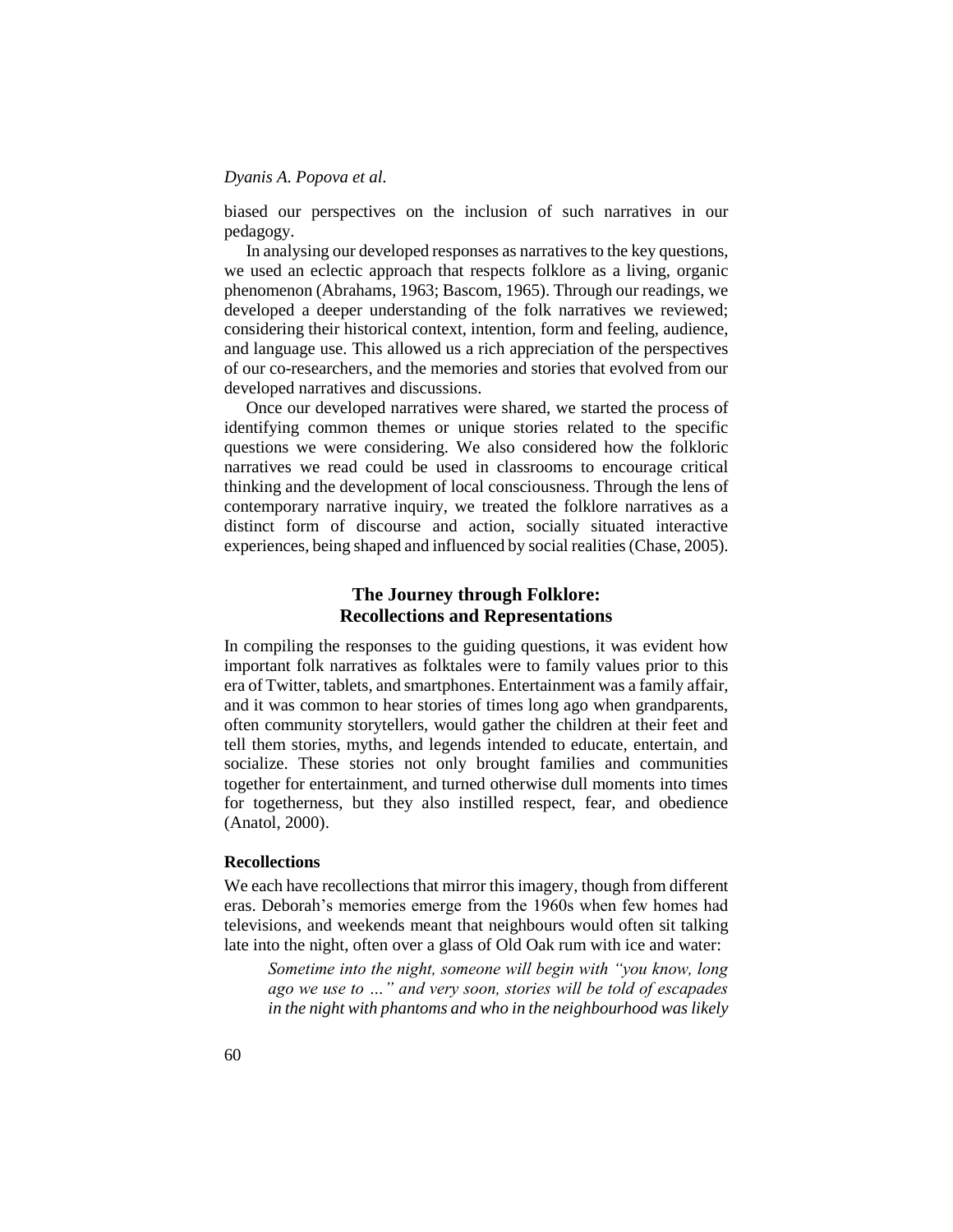biased our perspectives on the inclusion of such narratives in our pedagogy.

In analysing our developed responses as narratives to the key questions, we used an eclectic approach that respects folklore as a living, organic phenomenon (Abrahams, 1963; Bascom, 1965). Through our readings, we developed a deeper understanding of the folk narratives we reviewed; considering their historical context, intention, form and feeling, audience, and language use. This allowed us a rich appreciation of the perspectives of our co-researchers, and the memories and stories that evolved from our developed narratives and discussions.

Once our developed narratives were shared, we started the process of identifying common themes or unique stories related to the specific questions we were considering. We also considered how the folkloric narratives we read could be used in classrooms to encourage critical thinking and the development of local consciousness. Through the lens of contemporary narrative inquiry, we treated the folklore narratives as a distinct form of discourse and action, socially situated interactive experiences, being shaped and influenced by social realities (Chase, 2005).

## The Journey through Folklore: Recollections and Representations

In compiling the responses to the guiding questions, it was evident how important folk narratives as folktales were to family values prior to this era of Twitter, tablets, and smartphones. Entertainment was a family affair, and it was common to hear stories of times long ago when grandparents, often community storytellers, would gather the children at their feet and tell them stories, myths, and legends intended to educate, entertain, and socialize. These stories not only brought families and communities together for entertainment, and turned otherwise dull moments into times for togetherness, but they also instilled respect, fear, and obedience (Anatol, 2000).

### Recollections

We each have recollections that mirror this imagery, though from different eras. Deborah's memories emerge from the 1960s when few homes had televisions, and weekends meant that neighbours would often sit talking late into the night, often over a glass of Old Oak rum with ice and water:

> *Sometime into the night, someone will begin with "you know, long ago we use to …" and very soon, stories will be told of escapades in the night with phantoms and who in the neighbourhood was likely*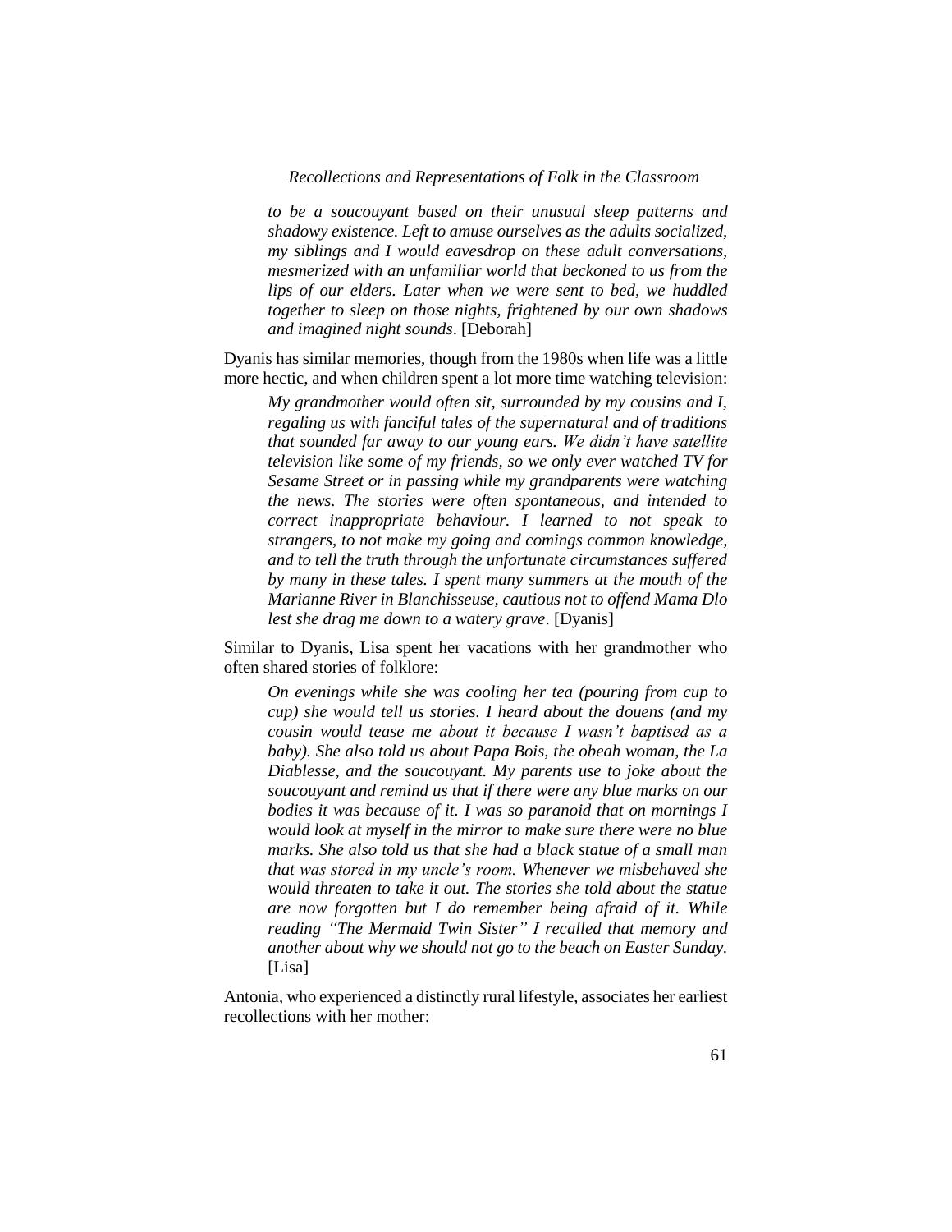> *to be a soucouyant based on their unusual sleep patterns and shadowy existence. Left to amuse ourselves as the adults socialized, my siblings and I would eavesdrop on these adult conversations, mesmerized with an unfamiliar world that beckoned to us from the lips of our elders. Later when we were sent to bed, we huddled together to sleep on those nights, frightened by our own shadows and imagined night sounds*. [Deborah]

Dyanis has similar memories, though from the 1980s when life was a little more hectic, and when children spent a lot more time watching television:

> *My grandmother would often sit, surrounded by my cousins and I, regaling us with fanciful tales of the supernatural and of traditions that sounded far away to our young ears. We didn't have satellite television like some of my friends, so we only ever watched TV for Sesame Street or in passing while my grandparents were watching the news. The stories were often spontaneous, and intended to correct inappropriate behaviour. I learned to not speak to strangers, to not make my going and comings common knowledge, and to tell the truth through the unfortunate circumstances suffered by many in these tales. I spent many summers at the mouth of the Marianne River in Blanchisseuse, cautious not to offend Mama Dlo lest she drag me down to a watery grave*. [Dyanis]

Similar to Dyanis, Lisa spent her vacations with her grandmother who often shared stories of folklore:

> *On evenings while she was cooling her tea (pouring from cup to cup) she would tell us stories. I heard about the douens (and my cousin would tease me about it because I wasn't baptised as a baby). She also told us about Papa Bois, the obeah woman, the La Diablesse, and the soucouyant. My parents use to joke about the soucouyant and remind us that if there were any blue marks on our bodies it was because of it. I was so paranoid that on mornings I would look at myself in the mirror to make sure there were no blue marks. She also told us that she had a black statue of a small man that was stored in my uncle's room. Whenever we misbehaved she would threaten to take it out. The stories she told about the statue are now forgotten but I do remember being afraid of it. While reading "The Mermaid Twin Sister" I recalled that memory and another about why we should not go to the beach on Easter Sunday.* [Lisa]

Antonia, who experienced a distinctly rural lifestyle, associates her earliest recollections with her mother: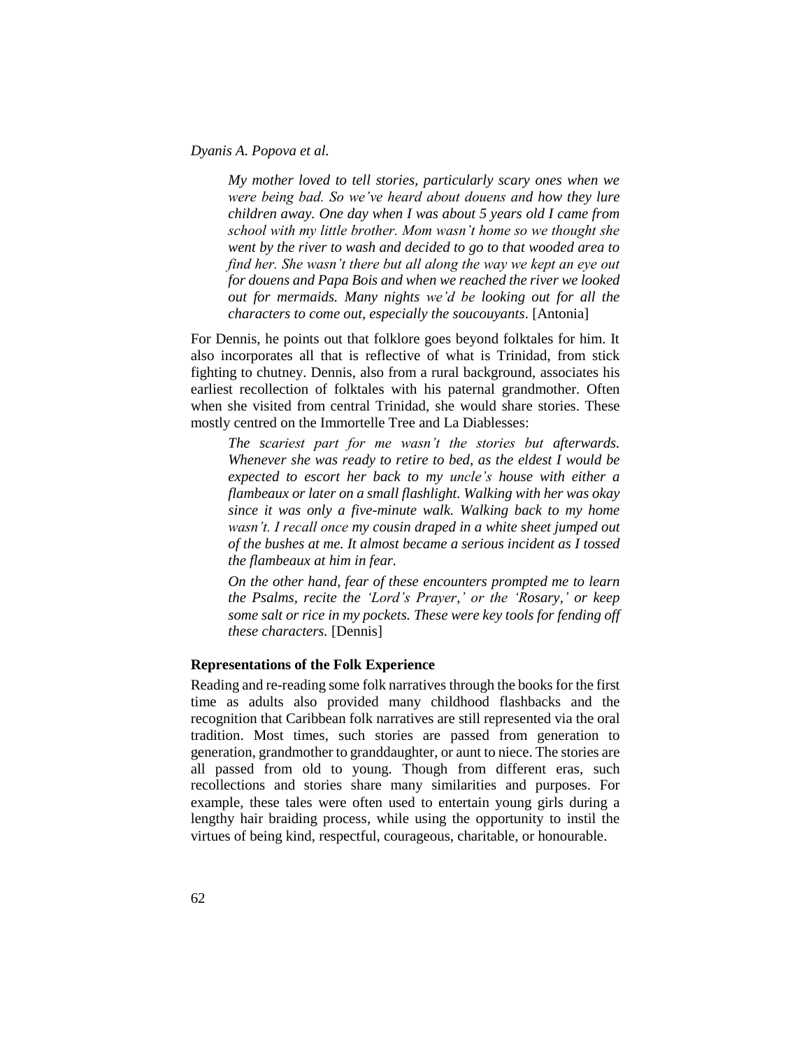> *My mother loved to tell stories, particularly scary ones when we were being bad. So we've heard about douens and how they lure children away. One day when I was about 5 years old I came from school with my little brother. Mom wasn't home so we thought she went by the river to wash and decided to go to that wooded area to find her. She wasn't there but all along the way we kept an eye out for douens and Papa Bois and when we reached the river we looked out for mermaids. Many nights we'd be looking out for all the characters to come out, especially the soucouyants*. [Antonia]

For Dennis, he points out that folklore goes beyond folktales for him. It also incorporates all that is reflective of what is Trinidad, from stick fighting to chutney. Dennis, also from a rural background, associates his earliest recollection of folktales with his paternal grandmother. Often when she visited from central Trinidad, she would share stories. These mostly centred on the Immortelle Tree and La Diablesses:

> *The scariest part for me wasn't the stories but afterwards. Whenever she was ready to retire to bed, as the eldest I would be expected to escort her back to my uncle's house with either a flambeaux or later on a small flashlight. Walking with her was okay since it was only a five-minute walk. Walking back to my home wasn't. I recall once my cousin draped in a white sheet jumped out of the bushes at me. It almost became a serious incident as I tossed the flambeaux at him in fear.*
>
> *On the other hand, fear of these encounters prompted me to learn the Psalms, recite the 'Lord's Prayer,' or the 'Rosary,' or keep some salt or rice in my pockets. These were key tools for fending off these characters.* [Dennis]

### Representations of the Folk Experience

Reading and re-reading some folk narratives through the books for the first time as adults also provided many childhood flashbacks and the recognition that Caribbean folk narratives are still represented via the oral tradition. Most times, such stories are passed from generation to generation, grandmother to granddaughter, or aunt to niece. The stories are all passed from old to young. Though from different eras, such recollections and stories share many similarities and purposes. For example, these tales were often used to entertain young girls during a lengthy hair braiding process, while using the opportunity to instil the virtues of being kind, respectful, courageous, charitable, or honourable.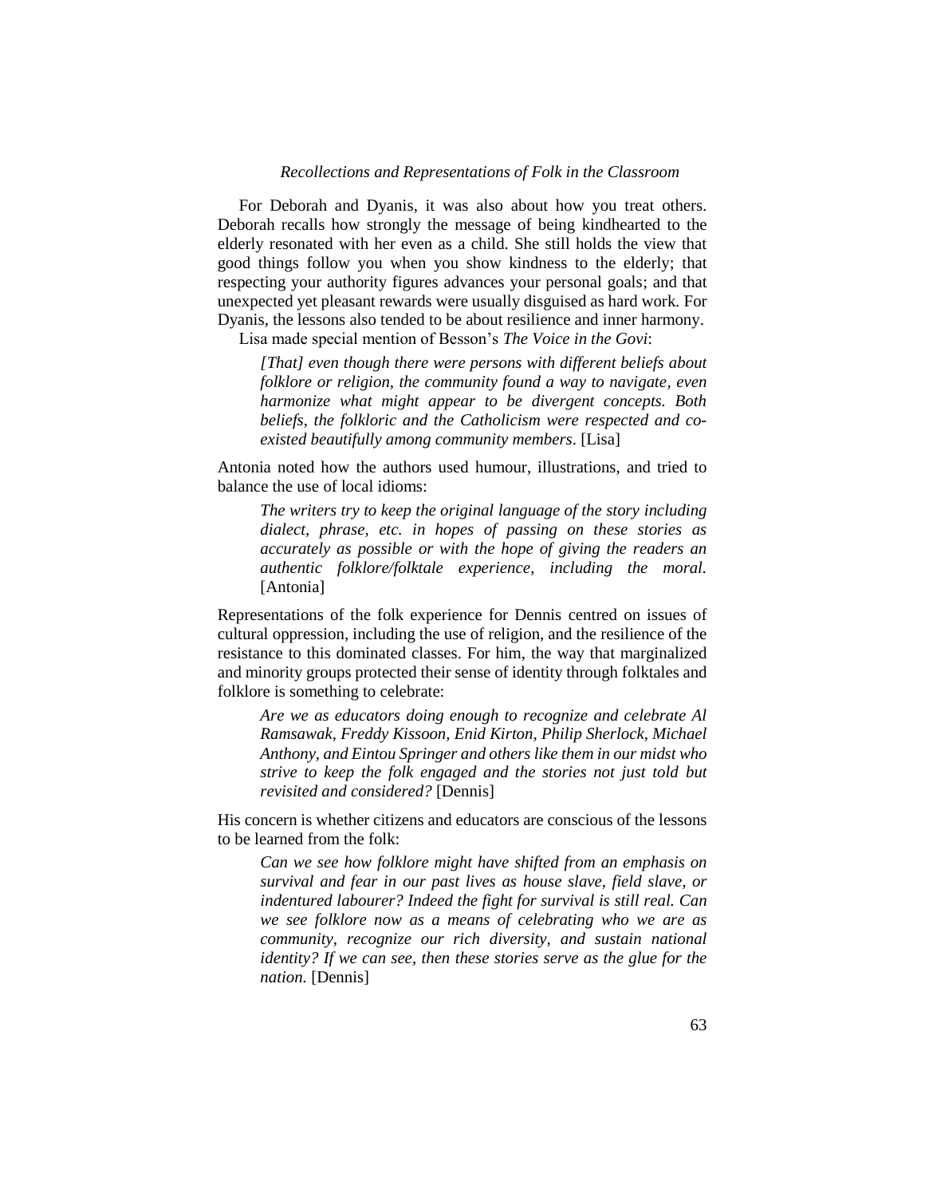For Deborah and Dyanis, it was also about how you treat others. Deborah recalls how strongly the message of being kindhearted to the elderly resonated with her even as a child. She still holds the view that good things follow you when you show kindness to the elderly; that respecting your authority figures advances your personal goals; and that unexpected yet pleasant rewards were usually disguised as hard work. For Dyanis, the lessons also tended to be about resilience and inner harmony.

Lisa made special mention of Besson's *The Voice in the Govi*:

> *[That] even though there were persons with different beliefs about folklore or religion, the community found a way to navigate, even harmonize what might appear to be divergent concepts. Both beliefs, the folkloric and the Catholicism were respected and co-existed beautifully among community members*. [Lisa]

Antonia noted how the authors used humour, illustrations, and tried to balance the use of local idioms:

> *The writers try to keep the original language of the story including dialect, phrase, etc. in hopes of passing on these stories as accurately as possible or with the hope of giving the readers an authentic folklore/folktale experience, including the moral.* [Antonia]

Representations of the folk experience for Dennis centred on issues of cultural oppression, including the use of religion, and the resilience of the resistance to this dominated classes. For him, the way that marginalized and minority groups protected their sense of identity through folktales and folklore is something to celebrate:

> *Are we as educators doing enough to recognize and celebrate Al Ramsawak, Freddy Kissoon, Enid Kirton, Philip Sherlock, Michael Anthony, and Eintou Springer and others like them in our midst who strive to keep the folk engaged and the stories not just told but revisited and considered?* [Dennis]

His concern is whether citizens and educators are conscious of the lessons to be learned from the folk:

> *Can we see how folklore might have shifted from an emphasis on survival and fear in our past lives as house slave, field slave, or indentured labourer? Indeed the fight for survival is still real. Can we see folklore now as a means of celebrating who we are as community, recognize our rich diversity, and sustain national identity? If we can see, then these stories serve as the glue for the nation.* [Dennis]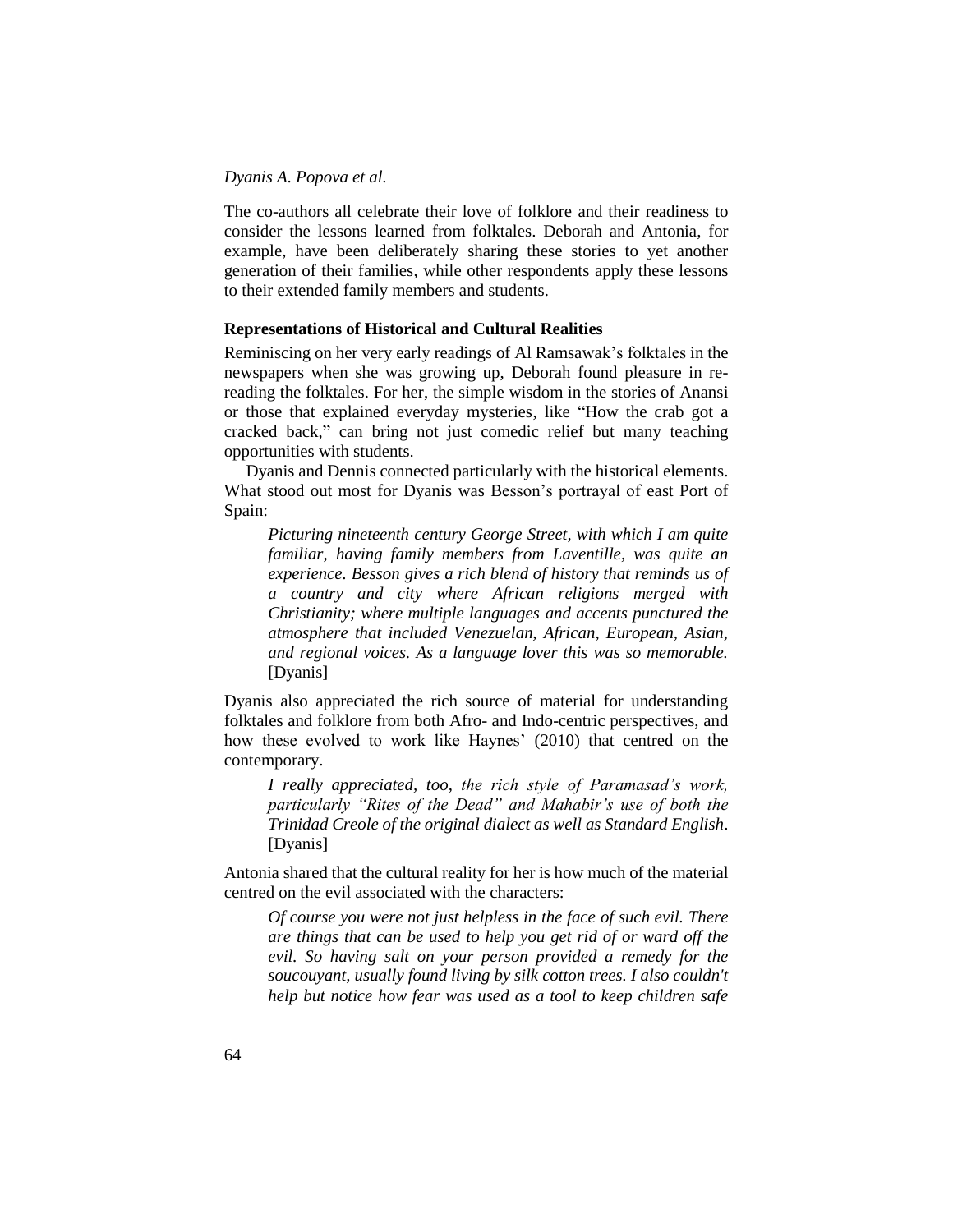The co-authors all celebrate their love of folklore and their readiness to consider the lessons learned from folktales. Deborah and Antonia, for example, have been deliberately sharing these stories to yet another generation of their families, while other respondents apply these lessons to their extended family members and students.

### Representations of Historical and Cultural Realities

Reminiscing on her very early readings of Al Ramsawak's folktales in the newspapers when she was growing up, Deborah found pleasure in re-reading the folktales. For her, the simple wisdom in the stories of Anansi or those that explained everyday mysteries, like "How the crab got a cracked back," can bring not just comedic relief but many teaching opportunities with students.

Dyanis and Dennis connected particularly with the historical elements. What stood out most for Dyanis was Besson's portrayal of east Port of Spain:

> *Picturing nineteenth century George Street, with which I am quite familiar, having family members from Laventille, was quite an experience. Besson gives a rich blend of history that reminds us of a country and city where African religions merged with Christianity; where multiple languages and accents punctured the atmosphere that included Venezuelan, African, European, Asian, and regional voices. As a language lover this was so memorable.* [Dyanis]

Dyanis also appreciated the rich source of material for understanding folktales and folklore from both Afro- and Indo-centric perspectives, and how these evolved to work like Haynes' (2010) that centred on the contemporary.

> *I really appreciated, too, the rich style of Paramasad's work, particularly "Rites of the Dead" and Mahabir's use of both the Trinidad Creole of the original dialect as well as Standard English*. [Dyanis]

Antonia shared that the cultural reality for her is how much of the material centred on the evil associated with the characters:

> *Of course you were not just helpless in the face of such evil. There are things that can be used to help you get rid of or ward off the evil. So having salt on your person provided a remedy for the soucouyant, usually found living by silk cotton trees. I also couldn't help but notice how fear was used as a tool to keep children safe*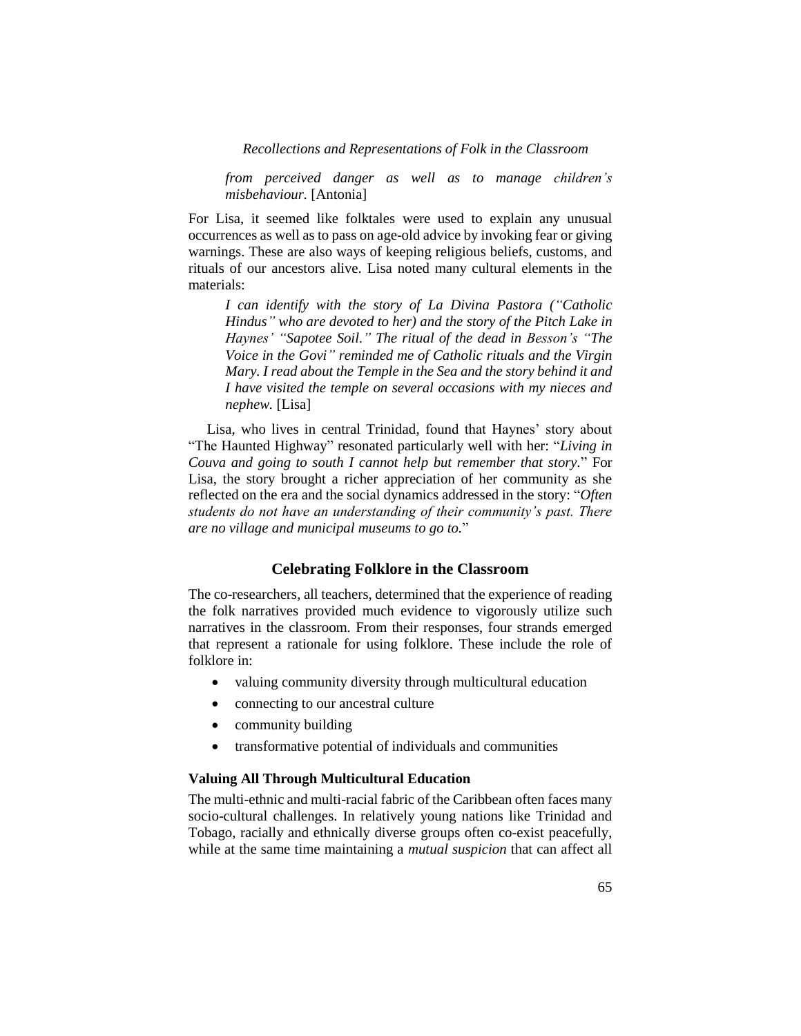> *from perceived danger as well as to manage children's misbehaviour.* [Antonia]

For Lisa, it seemed like folktales were used to explain any unusual occurrences as well as to pass on age-old advice by invoking fear or giving warnings. These are also ways of keeping religious beliefs, customs, and rituals of our ancestors alive. Lisa noted many cultural elements in the materials:

> *I can identify with the story of La Divina Pastora ("Catholic Hindus" who are devoted to her) and the story of the Pitch Lake in Haynes' "Sapotee Soil." The ritual of the dead in Besson's "The Voice in the Govi" reminded me of Catholic rituals and the Virgin Mary. I read about the Temple in the Sea and the story behind it and I have visited the temple on several occasions with my nieces and nephew.* [Lisa]

Lisa, who lives in central Trinidad, found that Haynes' story about "The Haunted Highway" resonated particularly well with her: "*Living in Couva and going to south I cannot help but remember that story.*" For Lisa, the story brought a richer appreciation of her community as she reflected on the era and the social dynamics addressed in the story: "*Often students do not have an understanding of their community's past. There are no village and municipal museums to go to.*"

## Celebrating Folklore in the Classroom

The co-researchers, all teachers, determined that the experience of reading the folk narratives provided much evidence to vigorously utilize such narratives in the classroom. From their responses, four strands emerged that represent a rationale for using folklore. These include the role of folklore in:

- valuing community diversity through multicultural education
- connecting to our ancestral culture
- community building
- transformative potential of individuals and communities

### Valuing All Through Multicultural Education

The multi-ethnic and multi-racial fabric of the Caribbean often faces many socio-cultural challenges. In relatively young nations like Trinidad and Tobago, racially and ethnically diverse groups often co-exist peacefully, while at the same time maintaining a *mutual suspicion* that can affect all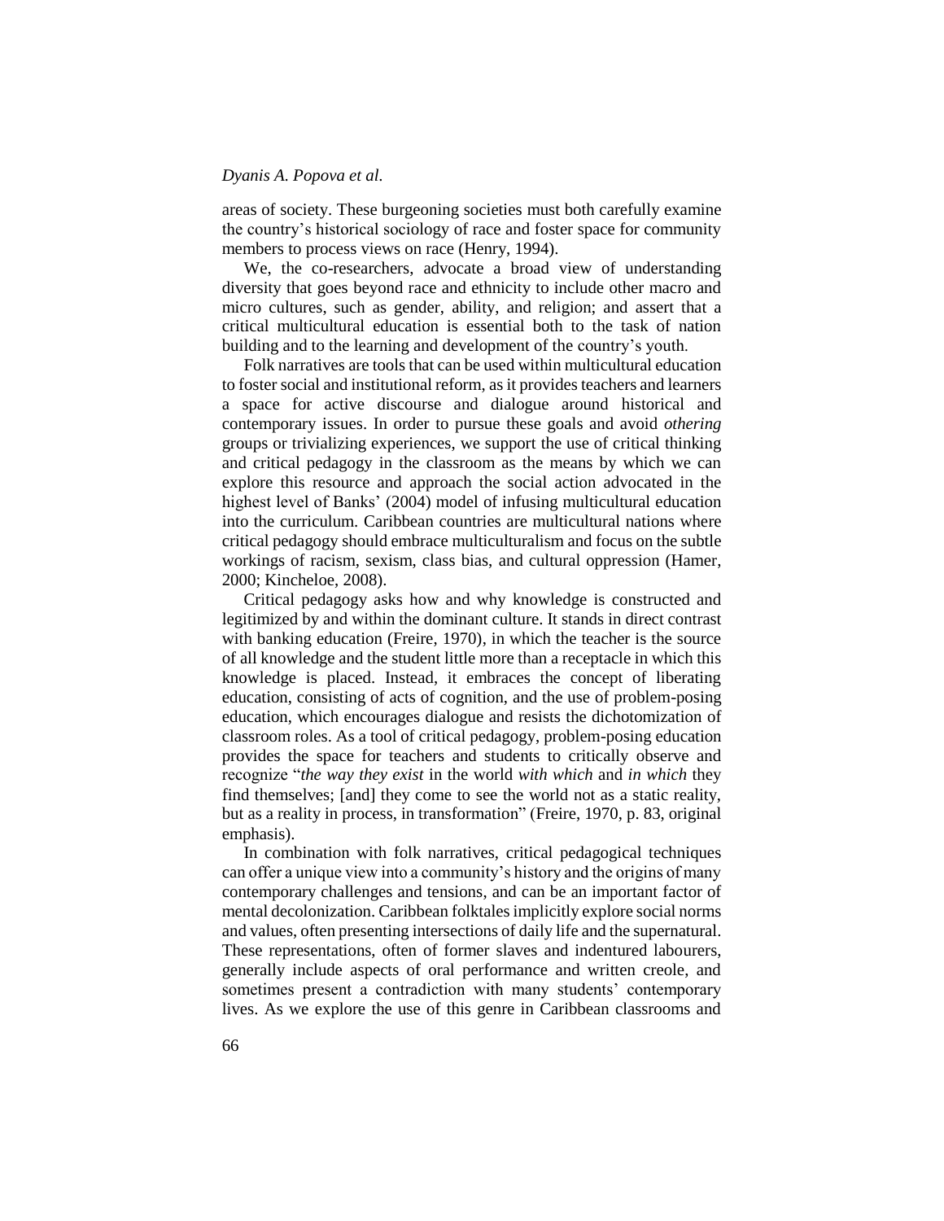areas of society. These burgeoning societies must both carefully examine the country's historical sociology of race and foster space for community members to process views on race (Henry, 1994).

We, the co-researchers, advocate a broad view of understanding diversity that goes beyond race and ethnicity to include other macro and micro cultures, such as gender, ability, and religion; and assert that a critical multicultural education is essential both to the task of nation building and to the learning and development of the country's youth.

Folk narratives are tools that can be used within multicultural education to foster social and institutional reform, as it provides teachers and learners a space for active discourse and dialogue around historical and contemporary issues. In order to pursue these goals and avoid *othering* groups or trivializing experiences, we support the use of critical thinking and critical pedagogy in the classroom as the means by which we can explore this resource and approach the social action advocated in the highest level of Banks' (2004) model of infusing multicultural education into the curriculum. Caribbean countries are multicultural nations where critical pedagogy should embrace multiculturalism and focus on the subtle workings of racism, sexism, class bias, and cultural oppression (Hamer, 2000; Kincheloe, 2008).

Critical pedagogy asks how and why knowledge is constructed and legitimized by and within the dominant culture. It stands in direct contrast with banking education (Freire, 1970), in which the teacher is the source of all knowledge and the student little more than a receptacle in which this knowledge is placed. Instead, it embraces the concept of liberating education, consisting of acts of cognition, and the use of problem-posing education, which encourages dialogue and resists the dichotomization of classroom roles. As a tool of critical pedagogy, problem-posing education provides the space for teachers and students to critically observe and recognize "*the way they exist* in the world *with which* and *in which* they find themselves; [and] they come to see the world not as a static reality, but as a reality in process, in transformation" (Freire, 1970, p. 83, original emphasis).

In combination with folk narratives, critical pedagogical techniques can offer a unique view into a community's history and the origins of many contemporary challenges and tensions, and can be an important factor of mental decolonization. Caribbean folktales implicitly explore social norms and values, often presenting intersections of daily life and the supernatural. These representations, often of former slaves and indentured labourers, generally include aspects of oral performance and written creole, and sometimes present a contradiction with many students' contemporary lives. As we explore the use of this genre in Caribbean classrooms and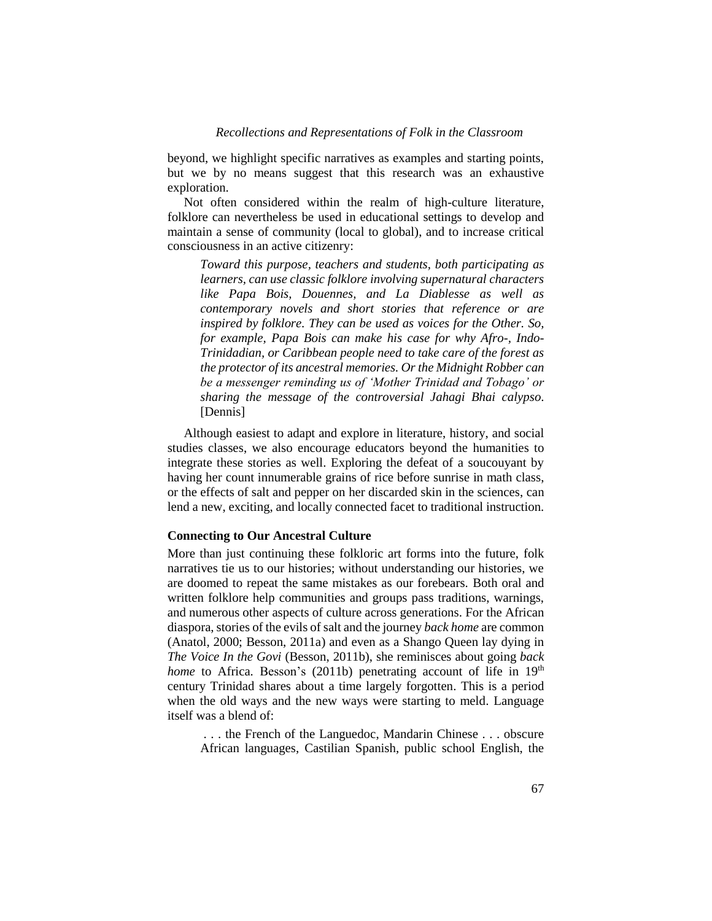beyond, we highlight specific narratives as examples and starting points, but we by no means suggest that this research was an exhaustive exploration.

Not often considered within the realm of high-culture literature, folklore can nevertheless be used in educational settings to develop and maintain a sense of community (local to global), and to increase critical consciousness in an active citizenry:

> *Toward this purpose, teachers and students, both participating as learners, can use classic folklore involving supernatural characters like Papa Bois, Douennes, and La Diablesse as well as contemporary novels and short stories that reference or are inspired by folklore. They can be used as voices for the Other. So, for example, Papa Bois can make his case for why Afro-, Indo-Trinidadian, or Caribbean people need to take care of the forest as the protector of its ancestral memories. Or the Midnight Robber can be a messenger reminding us of 'Mother Trinidad and Tobago' or sharing the message of the controversial Jahagi Bhai calypso.* [Dennis]

Although easiest to adapt and explore in literature, history, and social studies classes, we also encourage educators beyond the humanities to integrate these stories as well. Exploring the defeat of a soucouyant by having her count innumerable grains of rice before sunrise in math class, or the effects of salt and pepper on her discarded skin in the sciences, can lend a new, exciting, and locally connected facet to traditional instruction.

### Connecting to Our Ancestral Culture

More than just continuing these folkloric art forms into the future, folk narratives tie us to our histories; without understanding our histories, we are doomed to repeat the same mistakes as our forebears. Both oral and written folklore help communities and groups pass traditions, warnings, and numerous other aspects of culture across generations. For the African diaspora, stories of the evils of salt and the journey *back home* are common (Anatol, 2000; Besson, 2011a) and even as a Shango Queen lay dying in *The Voice In the Govi* (Besson, 2011b), she reminisces about going *back home* to Africa. Besson's (2011b) penetrating account of life in 19th century Trinidad shares about a time largely forgotten. This is a period when the old ways and the new ways were starting to meld. Language itself was a blend of:

> . . . the French of the Languedoc, Mandarin Chinese . . . obscure African languages, Castilian Spanish, public school English, the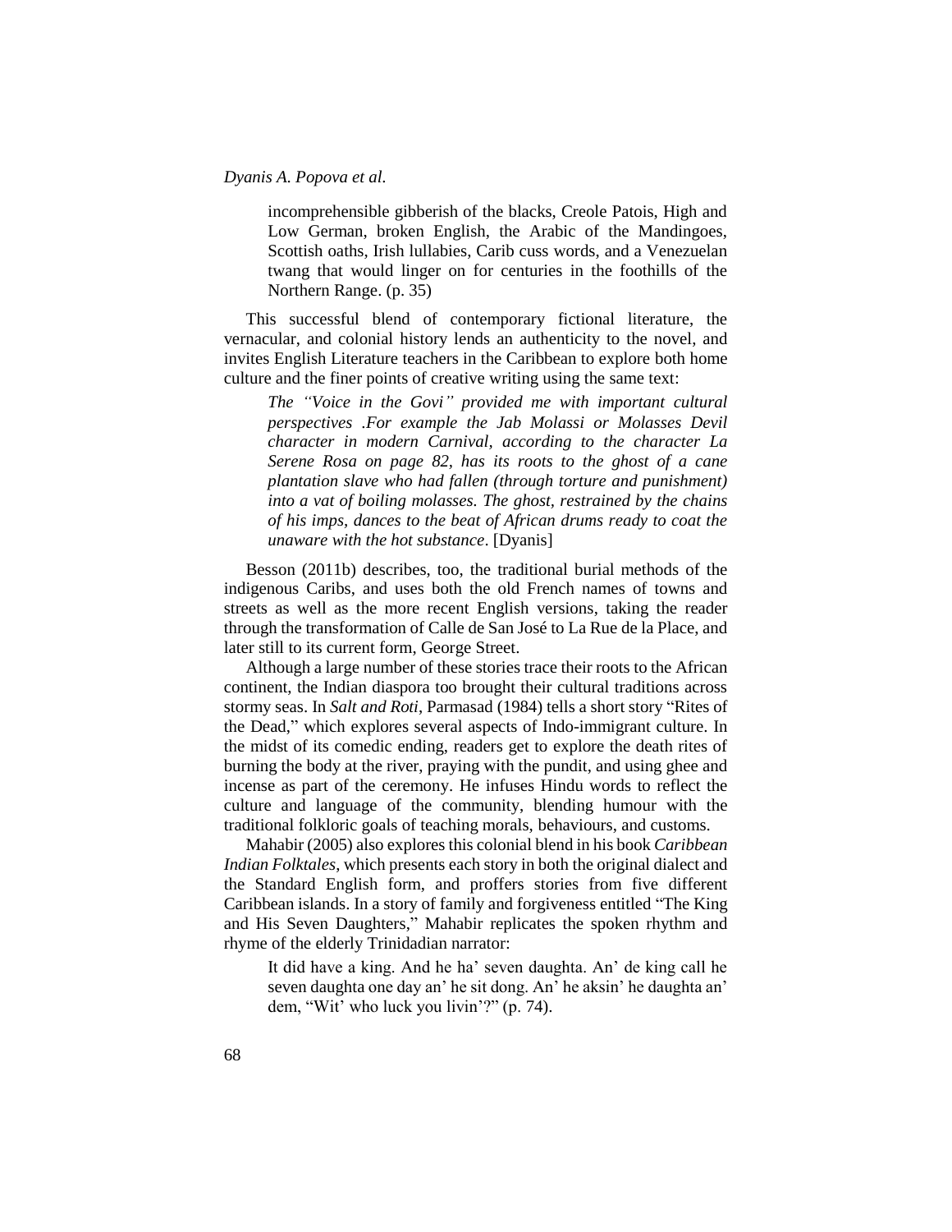> incomprehensible gibberish of the blacks, Creole Patois, High and Low German, broken English, the Arabic of the Mandingoes, Scottish oaths, Irish lullabies, Carib cuss words, and a Venezuelan twang that would linger on for centuries in the foothills of the Northern Range. (p. 35)

This successful blend of contemporary fictional literature, the vernacular, and colonial history lends an authenticity to the novel, and invites English Literature teachers in the Caribbean to explore both home culture and the finer points of creative writing using the same text:

> *The "Voice in the Govi" provided me with important cultural perspectives .For example the Jab Molassi or Molasses Devil character in modern Carnival, according to the character La Serene Rosa on page 82, has its roots to the ghost of a cane plantation slave who had fallen (through torture and punishment) into a vat of boiling molasses. The ghost, restrained by the chains of his imps, dances to the beat of African drums ready to coat the unaware with the hot substance*. [Dyanis]

Besson (2011b) describes, too, the traditional burial methods of the indigenous Caribs, and uses both the old French names of towns and streets as well as the more recent English versions, taking the reader through the transformation of Calle de San José to La Rue de la Place, and later still to its current form, George Street.

Although a large number of these stories trace their roots to the African continent, the Indian diaspora too brought their cultural traditions across stormy seas. In *Salt and Roti*, Parmasad (1984) tells a short story "Rites of the Dead," which explores several aspects of Indo-immigrant culture. In the midst of its comedic ending, readers get to explore the death rites of burning the body at the river, praying with the pundit, and using ghee and incense as part of the ceremony. He infuses Hindu words to reflect the culture and language of the community, blending humour with the traditional folkloric goals of teaching morals, behaviours, and customs.

Mahabir (2005) also explores this colonial blend in his book *Caribbean Indian Folktales*, which presents each story in both the original dialect and the Standard English form, and proffers stories from five different Caribbean islands. In a story of family and forgiveness entitled "The King and His Seven Daughters," Mahabir replicates the spoken rhythm and rhyme of the elderly Trinidadian narrator:

> It did have a king. And he ha' seven daughta. An' de king call he seven daughta one day an' he sit dong. An' he aksin' he daughta an' dem, "Wit' who luck you livin'?" (p. 74).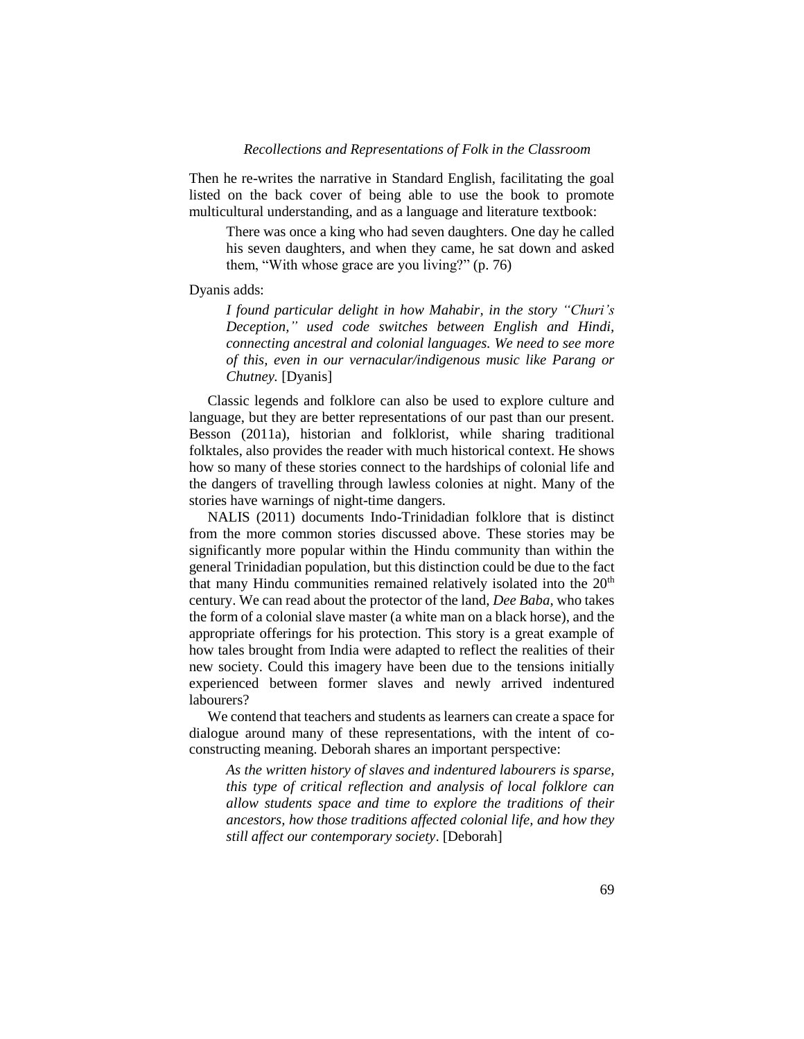Then he re-writes the narrative in Standard English, facilitating the goal listed on the back cover of being able to use the book to promote multicultural understanding, and as a language and literature textbook:

> There was once a king who had seven daughters. One day he called his seven daughters, and when they came, he sat down and asked them, "With whose grace are you living?" (p. 76)

Dyanis adds:

> *I found particular delight in how Mahabir, in the story "Churi's Deception," used code switches between English and Hindi, connecting ancestral and colonial languages. We need to see more of this, even in our vernacular/indigenous music like Parang or Chutney.* [Dyanis]

Classic legends and folklore can also be used to explore culture and language, but they are better representations of our past than our present. Besson (2011a), historian and folklorist, while sharing traditional folktales, also provides the reader with much historical context. He shows how so many of these stories connect to the hardships of colonial life and the dangers of travelling through lawless colonies at night. Many of the stories have warnings of night-time dangers.

NALIS (2011) documents Indo-Trinidadian folklore that is distinct from the more common stories discussed above. These stories may be significantly more popular within the Hindu community than within the general Trinidadian population, but this distinction could be due to the fact that many Hindu communities remained relatively isolated into the 20th century. We can read about the protector of the land, *Dee Baba*, who takes the form of a colonial slave master (a white man on a black horse), and the appropriate offerings for his protection. This story is a great example of how tales brought from India were adapted to reflect the realities of their new society. Could this imagery have been due to the tensions initially experienced between former slaves and newly arrived indentured labourers?

We contend that teachers and students as learners can create a space for dialogue around many of these representations, with the intent of co-constructing meaning. Deborah shares an important perspective:

> *As the written history of slaves and indentured labourers is sparse, this type of critical reflection and analysis of local folklore can allow students space and time to explore the traditions of their ancestors, how those traditions affected colonial life, and how they still affect our contemporary society*. [Deborah]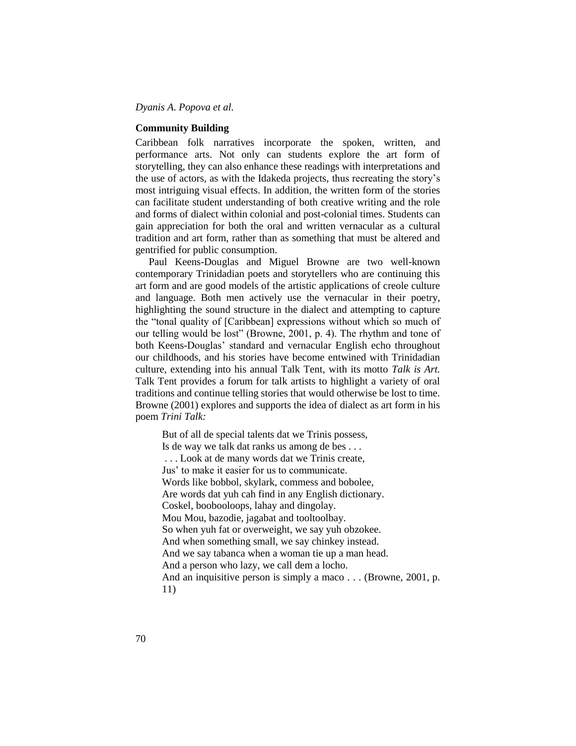### Community Building

Caribbean folk narratives incorporate the spoken, written, and performance arts. Not only can students explore the art form of storytelling, they can also enhance these readings with interpretations and the use of actors, as with the Idakeda projects, thus recreating the story's most intriguing visual effects. In addition, the written form of the stories can facilitate student understanding of both creative writing and the role and forms of dialect within colonial and post-colonial times. Students can gain appreciation for both the oral and written vernacular as a cultural tradition and art form, rather than as something that must be altered and gentrified for public consumption.

Paul Keens-Douglas and Miguel Browne are two well-known contemporary Trinidadian poets and storytellers who are continuing this art form and are good models of the artistic applications of creole culture and language. Both men actively use the vernacular in their poetry, highlighting the sound structure in the dialect and attempting to capture the "tonal quality of [Caribbean] expressions without which so much of our telling would be lost" (Browne, 2001, p. 4). The rhythm and tone of both Keens-Douglas' standard and vernacular English echo throughout our childhoods, and his stories have become entwined with Trinidadian culture, extending into his annual Talk Tent, with its motto *Talk is Art.* Talk Tent provides a forum for talk artists to highlight a variety of oral traditions and continue telling stories that would otherwise be lost to time. Browne (2001) explores and supports the idea of dialect as art form in his poem *Trini Talk:*

> But of all de special talents dat we Trinis possess,
> Is de way we talk dat ranks us among de bes . . .
> . . . Look at de many words dat we Trinis create,
> Jus' to make it easier for us to communicate.
> Words like bobbol, skylark, commess and bobolee,
> Are words dat yuh cah find in any English dictionary.
> Coskel, boobooloops, lahay and dingolay.
> Mou Mou, bazodie, jagabat and tooltoolbay.
> So when yuh fat or overweight, we say yuh obzokee.
> And when something small, we say chinkey instead.
> And we say tabanca when a woman tie up a man head.
> And a person who lazy, we call dem a locho.
> And an inquisitive person is simply a maco . . . (Browne, 2001, p. 11)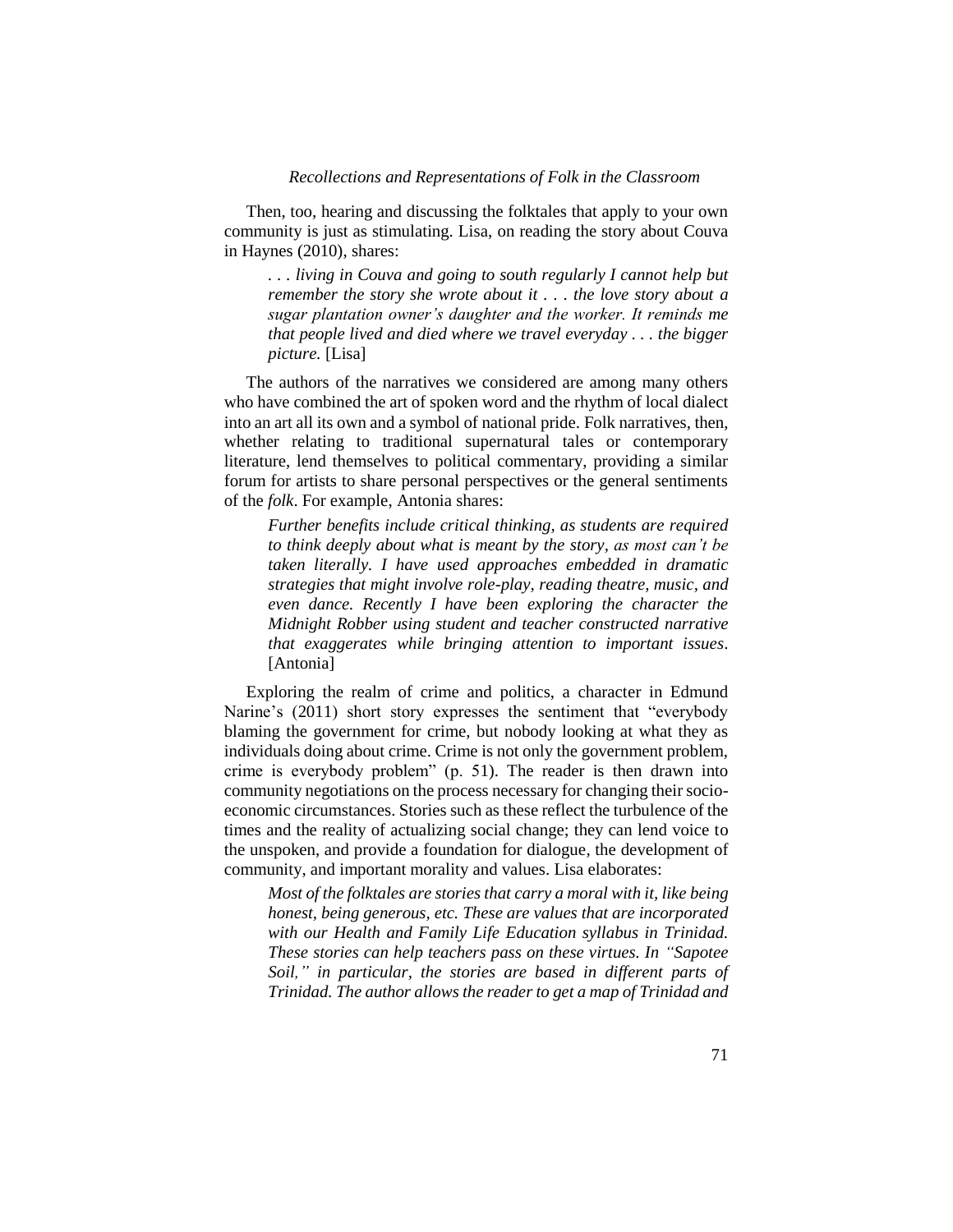Then, too, hearing and discussing the folktales that apply to your own community is just as stimulating. Lisa, on reading the story about Couva in Haynes (2010), shares:

> *. . . living in Couva and going to south regularly I cannot help but remember the story she wrote about it . . . the love story about a sugar plantation owner's daughter and the worker. It reminds me that people lived and died where we travel everyday . . . the bigger picture.* [Lisa]

The authors of the narratives we considered are among many others who have combined the art of spoken word and the rhythm of local dialect into an art all its own and a symbol of national pride. Folk narratives, then, whether relating to traditional supernatural tales or contemporary literature, lend themselves to political commentary, providing a similar forum for artists to share personal perspectives or the general sentiments of the *folk*. For example, Antonia shares:

> *Further benefits include critical thinking, as students are required to think deeply about what is meant by the story, as most can't be taken literally. I have used approaches embedded in dramatic strategies that might involve role-play, reading theatre, music, and even dance. Recently I have been exploring the character the Midnight Robber using student and teacher constructed narrative that exaggerates while bringing attention to important issues*. [Antonia]

Exploring the realm of crime and politics, a character in Edmund Narine's (2011) short story expresses the sentiment that "everybody blaming the government for crime, but nobody looking at what they as individuals doing about crime. Crime is not only the government problem, crime is everybody problem" (p. 51). The reader is then drawn into community negotiations on the process necessary for changing their socio-economic circumstances. Stories such as these reflect the turbulence of the times and the reality of actualizing social change; they can lend voice to the unspoken, and provide a foundation for dialogue, the development of community, and important morality and values. Lisa elaborates:

> *Most of the folktales are stories that carry a moral with it, like being honest, being generous, etc. These are values that are incorporated with our Health and Family Life Education syllabus in Trinidad. These stories can help teachers pass on these virtues. In "Sapotee Soil," in particular, the stories are based in different parts of Trinidad. The author allows the reader to get a map of Trinidad and*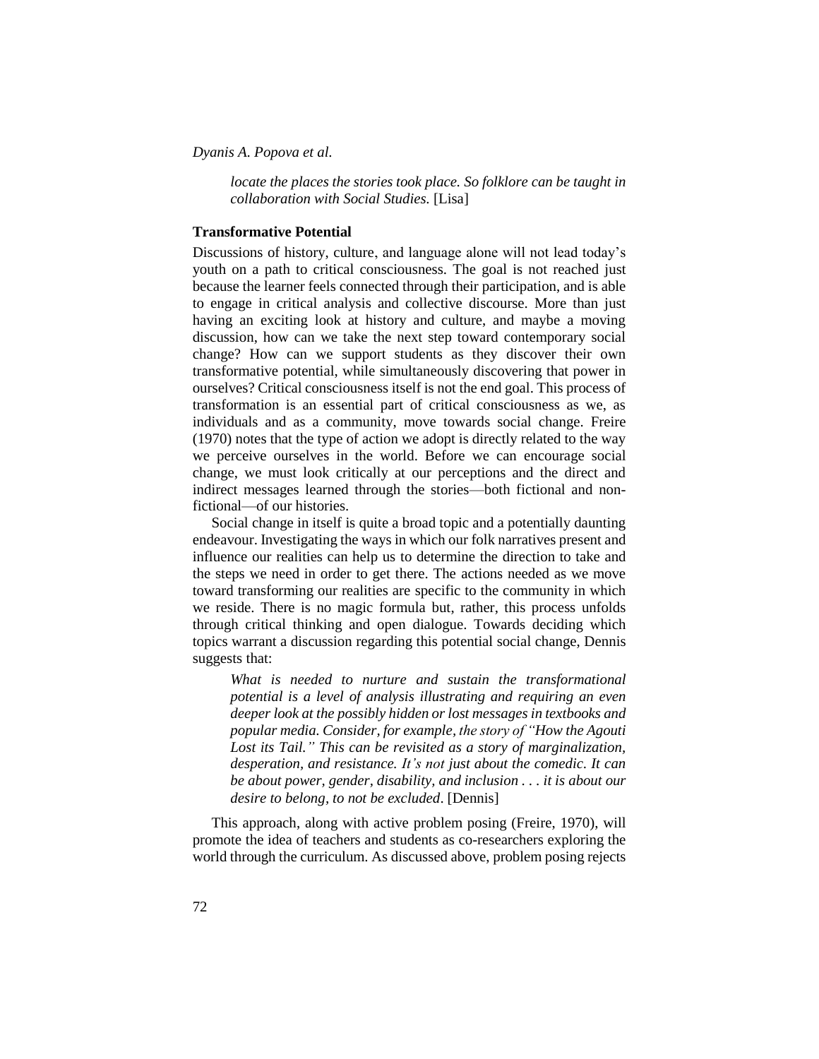*locate the places the stories took place. So folklore can be taught in collaboration with Social Studies.* [Lisa]

**Transformative Potential**

Discussions of history, culture, and language alone will not lead today's youth on a path to critical consciousness. The goal is not reached just because the learner feels connected through their participation, and is able to engage in critical analysis and collective discourse. More than just having an exciting look at history and culture, and maybe a moving discussion, how can we take the next step toward contemporary social change? How can we support students as they discover their own transformative potential, while simultaneously discovering that power in ourselves? Critical consciousness itself is not the end goal. This process of transformation is an essential part of critical consciousness as we, as individuals and as a community, move towards social change. Freire (1970) notes that the type of action we adopt is directly related to the way we perceive ourselves in the world. Before we can encourage social change, we must look critically at our perceptions and the direct and indirect messages learned through the stories—both fictional and non-fictional—of our histories.

Social change in itself is quite a broad topic and a potentially daunting endeavour. Investigating the ways in which our folk narratives present and influence our realities can help us to determine the direction to take and the steps we need in order to get there. The actions needed as we move toward transforming our realities are specific to the community in which we reside. There is no magic formula but, rather, this process unfolds through critical thinking and open dialogue. Towards deciding which topics warrant a discussion regarding this potential social change, Dennis suggests that:

> *What is needed to nurture and sustain the transformational potential is a level of analysis illustrating and requiring an even deeper look at the possibly hidden or lost messages in textbooks and popular media. Consider, for example, the story of "How the Agouti Lost its Tail." This can be revisited as a story of marginalization, desperation, and resistance. It's not just about the comedic. It can be about power, gender, disability, and inclusion . . . it is about our desire to belong, to not be excluded*. [Dennis]

This approach, along with active problem posing (Freire, 1970), will promote the idea of teachers and students as co-researchers exploring the world through the curriculum. As discussed above, problem posing rejects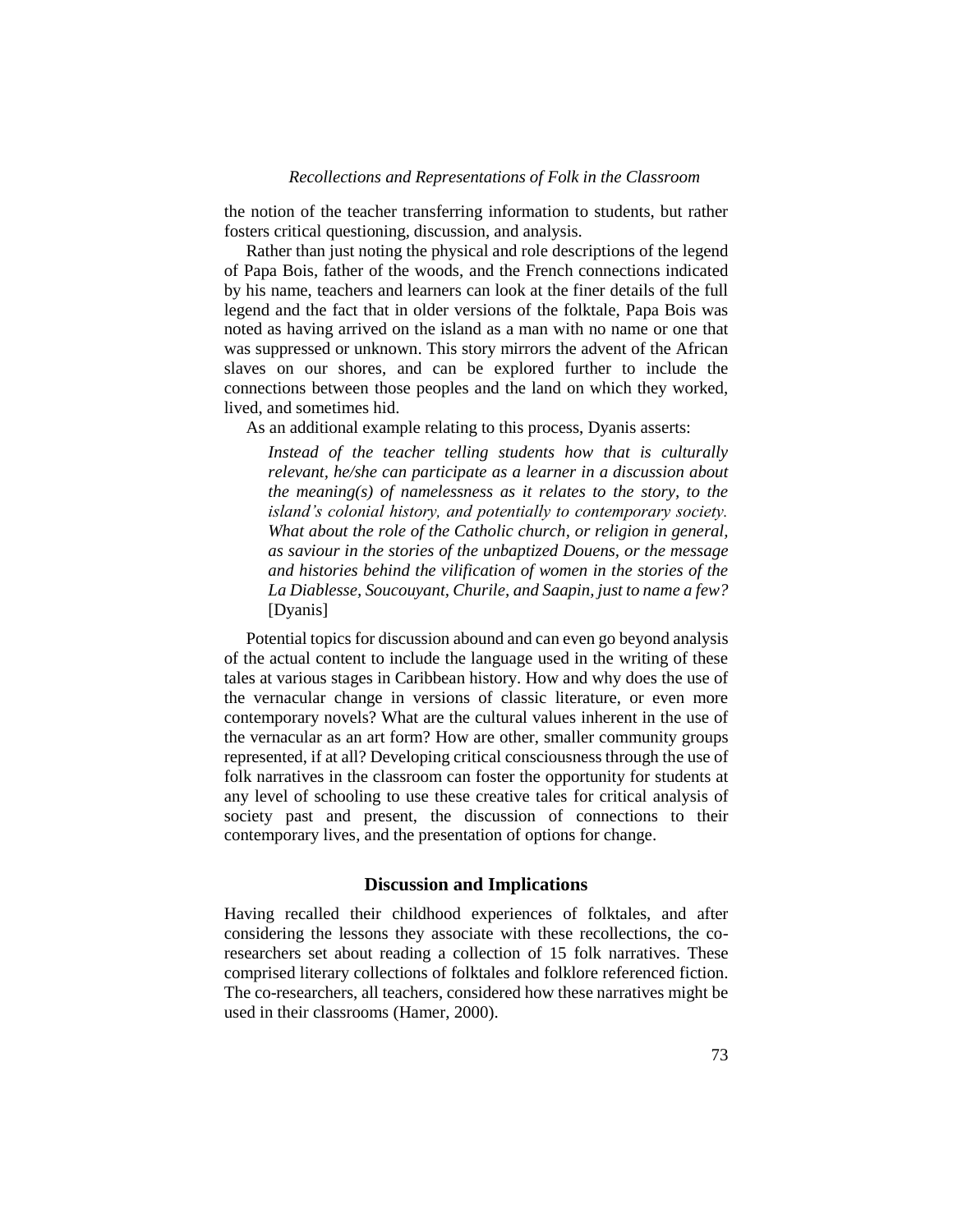the notion of the teacher transferring information to students, but rather fosters critical questioning, discussion, and analysis.

Rather than just noting the physical and role descriptions of the legend of Papa Bois, father of the woods, and the French connections indicated by his name, teachers and learners can look at the finer details of the full legend and the fact that in older versions of the folktale, Papa Bois was noted as having arrived on the island as a man with no name or one that was suppressed or unknown. This story mirrors the advent of the African slaves on our shores, and can be explored further to include the connections between those peoples and the land on which they worked, lived, and sometimes hid.

As an additional example relating to this process, Dyanis asserts:

> *Instead of the teacher telling students how that is culturally relevant, he/she can participate as a learner in a discussion about the meaning(s) of namelessness as it relates to the story, to the island's colonial history, and potentially to contemporary society. What about the role of the Catholic church, or religion in general, as saviour in the stories of the unbaptized Douens, or the message and histories behind the vilification of women in the stories of the La Diablesse, Soucouyant, Churile, and Saapin, just to name a few?* [Dyanis]

Potential topics for discussion abound and can even go beyond analysis of the actual content to include the language used in the writing of these tales at various stages in Caribbean history. How and why does the use of the vernacular change in versions of classic literature, or even more contemporary novels? What are the cultural values inherent in the use of the vernacular as an art form? How are other, smaller community groups represented, if at all? Developing critical consciousness through the use of folk narratives in the classroom can foster the opportunity for students at any level of schooling to use these creative tales for critical analysis of society past and present, the discussion of connections to their contemporary lives, and the presentation of options for change.

## Discussion and Implications

Having recalled their childhood experiences of folktales, and after considering the lessons they associate with these recollections, the co-researchers set about reading a collection of 15 folk narratives. These comprised literary collections of folktales and folklore referenced fiction. The co-researchers, all teachers, considered how these narratives might be used in their classrooms (Hamer, 2000).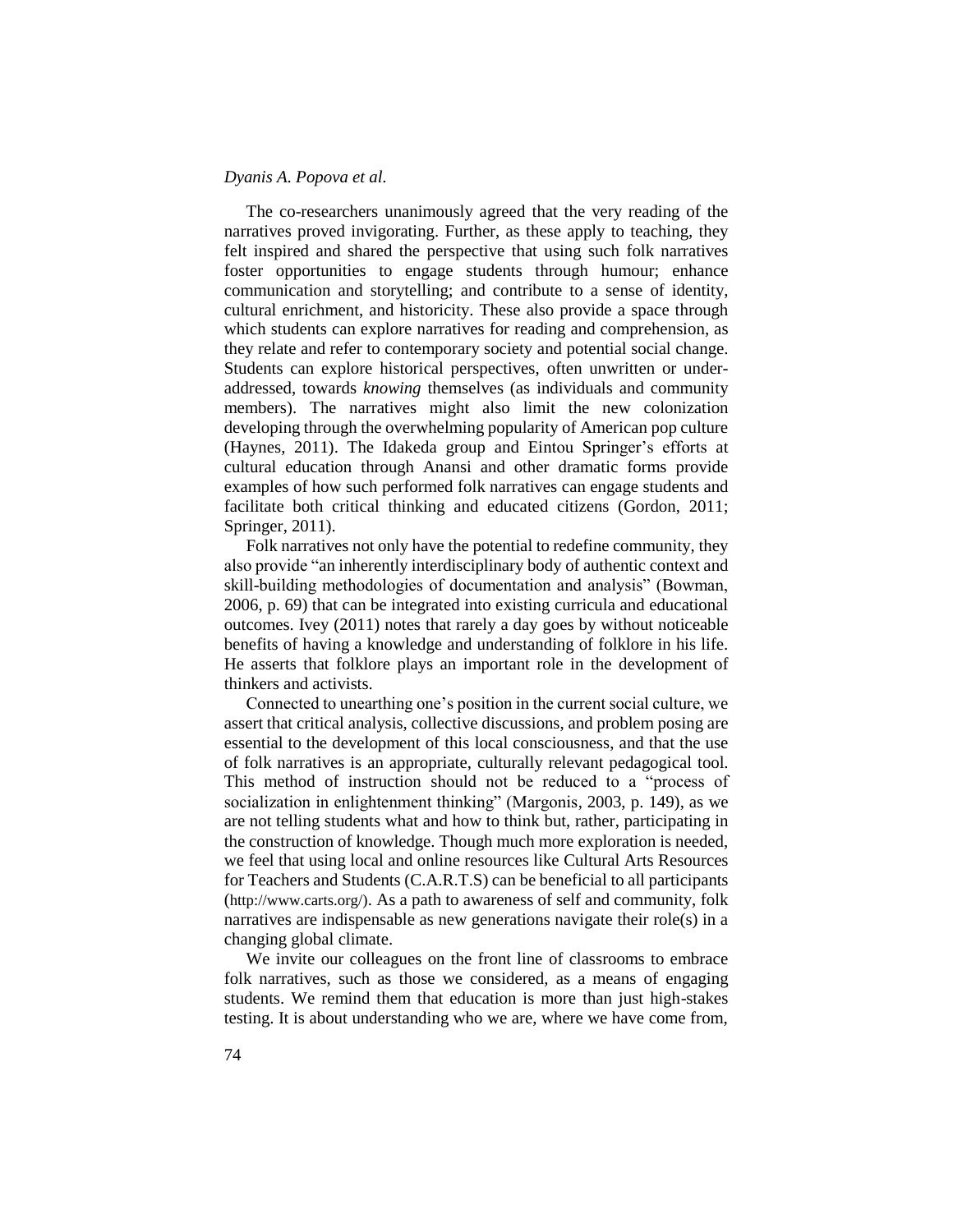The co-researchers unanimously agreed that the very reading of the narratives proved invigorating. Further, as these apply to teaching, they felt inspired and shared the perspective that using such folk narratives foster opportunities to engage students through humour; enhance communication and storytelling; and contribute to a sense of identity, cultural enrichment, and historicity. These also provide a space through which students can explore narratives for reading and comprehension, as they relate and refer to contemporary society and potential social change. Students can explore historical perspectives, often unwritten or under-addressed, towards *knowing* themselves (as individuals and community members). The narratives might also limit the new colonization developing through the overwhelming popularity of American pop culture (Haynes, 2011). The Idakeda group and Eintou Springer's efforts at cultural education through Anansi and other dramatic forms provide examples of how such performed folk narratives can engage students and facilitate both critical thinking and educated citizens (Gordon, 2011; Springer, 2011).

Folk narratives not only have the potential to redefine community, they also provide "an inherently interdisciplinary body of authentic context and skill-building methodologies of documentation and analysis" (Bowman, 2006, p. 69) that can be integrated into existing curricula and educational outcomes. Ivey (2011) notes that rarely a day goes by without noticeable benefits of having a knowledge and understanding of folklore in his life. He asserts that folklore plays an important role in the development of thinkers and activists.

Connected to unearthing one's position in the current social culture, we assert that critical analysis, collective discussions, and problem posing are essential to the development of this local consciousness, and that the use of folk narratives is an appropriate, culturally relevant pedagogical tool. This method of instruction should not be reduced to a "process of socialization in enlightenment thinking" (Margonis, 2003, p. 149), as we are not telling students what and how to think but, rather, participating in the construction of knowledge. Though much more exploration is needed, we feel that using local and online resources like Cultural Arts Resources for Teachers and Students (C.A.R.T.S) can be beneficial to all participants (http://www.carts.org/). As a path to awareness of self and community, folk narratives are indispensable as new generations navigate their role(s) in a changing global climate.

We invite our colleagues on the front line of classrooms to embrace folk narratives, such as those we considered, as a means of engaging students. We remind them that education is more than just high-stakes testing. It is about understanding who we are, where we have come from,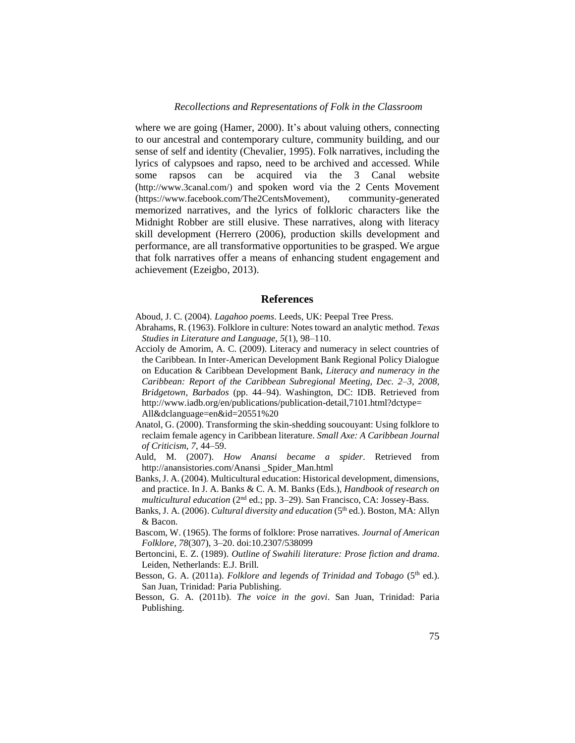where we are going (Hamer, 2000). It's about valuing others, connecting to our ancestral and contemporary culture, community building, and our sense of self and identity (Chevalier, 1995). Folk narratives, including the lyrics of calypsoes and rapso, need to be archived and accessed. While some rapsos can be acquired via the 3 Canal website (http://www.3canal.com/) and spoken word via the 2 Cents Movement (https://www.facebook.com/The2CentsMovement), community-generated memorized narratives, and the lyrics of folkloric characters like the Midnight Robber are still elusive. These narratives, along with literacy skill development (Herrero (2006), production skills development and performance, are all transformative opportunities to be grasped. We argue that folk narratives offer a means of enhancing student engagement and achievement (Ezeigbo, 2013).

## References

Aboud, J. C. (2004). *Lagahoo poems*. Leeds, UK: Peepal Tree Press.

Abrahams, R. (1963). Folklore in culture: Notes toward an analytic method. *Texas Studies in Literature and Language*, *5*(1), 98–110.

Accioly de Amorim, A. C. (2009). Literacy and numeracy in select countries of the Caribbean. In Inter-American Development Bank Regional Policy Dialogue on Education & Caribbean Development Bank, *Literacy and numeracy in the Caribbean: Report of the Caribbean Subregional Meeting, Dec. 2–3, 2008, Bridgetown, Barbados* (pp. 44–94). Washington, DC: IDB. Retrieved from http://www.iadb.org/en/publications/publication-detail,7101.html?dctype=All&dclanguage=en&id=20551%20

Anatol, G. (2000). Transforming the skin-shedding soucouyant: Using folklore to reclaim female agency in Caribbean literature. *Small Axe: A Caribbean Journal of Criticism*, *7*, 44–59.

Auld, M. (2007). *How Anansi became a spider*. Retrieved from http://anansistories.com/Anansi _Spider_Man.html

Banks, J. A. (2004). Multicultural education: Historical development, dimensions, and practice. In J. A. Banks & C. A. M. Banks (Eds.), *Handbook of research on multicultural education* (2nd ed.; pp. 3–29). San Francisco, CA: Jossey-Bass.

Banks, J. A. (2006). *Cultural diversity and education* (5th ed.). Boston, MA: Allyn & Bacon.

Bascom, W. (1965). The forms of folklore: Prose narratives. *Journal of American Folklore*, *78*(307), 3–20. doi:10.2307/538099

Bertoncini, E. Z. (1989). *Outline of Swahili literature: Prose fiction and drama*. Leiden, Netherlands: E.J. Brill.

Besson, G. A. (2011a). *Folklore and legends of Trinidad and Tobago* (5th ed.). San Juan, Trinidad: Paria Publishing.

Besson, G. A. (2011b). *The voice in the govi*. San Juan, Trinidad: Paria Publishing.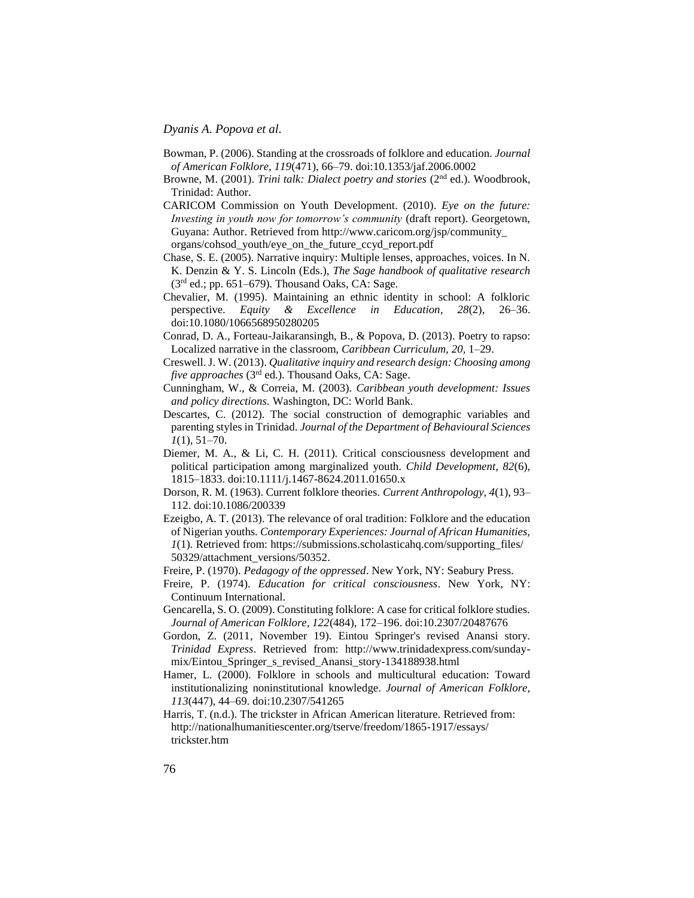Bowman, P. (2006). Standing at the crossroads of folklore and education. *Journal of American Folklore, 119*(471), 66–79. doi:10.1353/jaf.2006.0002

Browne, M. (2001). *Trini talk: Dialect poetry and stories* (2nd ed.). Woodbrook, Trinidad: Author.

CARICOM Commission on Youth Development. (2010). *Eye on the future: Investing in youth now for tomorrow's community* (draft report). Georgetown, Guyana: Author. Retrieved from http://www.caricom.org/jsp/community_organs/cohsod_youth/eye_on_the_future_ccyd_report.pdf

Chase, S. E. (2005). Narrative inquiry: Multiple lenses, approaches, voices. In N. K. Denzin & Y. S. Lincoln (Eds.), *The Sage handbook of qualitative research* (3rd ed.; pp. 651–679). Thousand Oaks, CA: Sage.

Chevalier, M. (1995). Maintaining an ethnic identity in school: A folkloric perspective. *Equity & Excellence in Education, 28*(2), 26–36. doi:10.1080/1066568950280205

Conrad, D. A., Forteau-Jaikaransingh, B., & Popova, D. (2013). Poetry to rapso: Localized narrative in the classroom, *Caribbean Curriculum, 20,* 1–29.

Creswell. J. W. (2013). *Qualitative inquiry and research design: Choosing among five approaches* (3rd ed.). Thousand Oaks, CA: Sage.

Cunningham, W., & Correia, M. (2003). *Caribbean youth development: Issues and policy directions.* Washington, DC: World Bank.

Descartes, C. (2012). The social construction of demographic variables and parenting styles in Trinidad. *Journal of the Department of Behavioural Sciences 1*(1), 51–70.

Diemer, M. A., & Li, C. H. (2011). Critical consciousness development and political participation among marginalized youth. *Child Development, 82*(6), 1815–1833. doi:10.1111/j.1467-8624.2011.01650.x

Dorson, R. M. (1963). Current folklore theories. *Current Anthropology, 4*(1), 93–112. doi:10.1086/200339

Ezeigbo, A. T. (2013). The relevance of oral tradition: Folklore and the education of Nigerian youths. *Contemporary Experiences: Journal of African Humanities, 1*(1). Retrieved from: https://submissions.scholasticahq.com/supporting_files/50329/attachment_versions/50352.

Freire, P. (1970). *Pedagogy of the oppressed*. New York, NY: Seabury Press.

Freire, P. (1974). *Education for critical consciousness*. New York, NY: Continuum International.

Gencarella, S. O. (2009). Constituting folklore: A case for critical folklore studies. *Journal of American Folklore, 122*(484), 172–196. doi:10.2307/20487676

Gordon, Z. (2011, November 19). Eintou Springer's revised Anansi story. *Trinidad Express*. Retrieved from: http://www.trinidadexpress.com/sunday-mix/Eintou_Springer_s_revised_Anansi_story-134188938.html

Hamer, L. (2000). Folklore in schools and multicultural education: Toward institutionalizing noninstitutional knowledge. *Journal of American Folklore, 113*(447), 44–69. doi:10.2307/541265

Harris, T. (n.d.). The trickster in African American literature. Retrieved from: http://nationalhumanitiescenter.org/tserve/freedom/1865-1917/essays/trickster.htm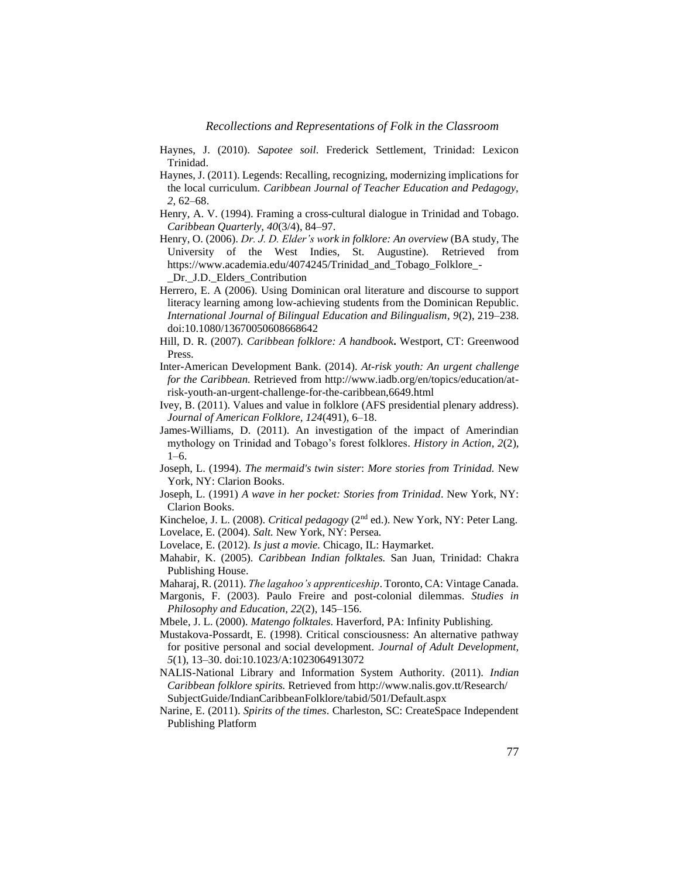Haynes, J. (2010). *Sapotee soil*. Frederick Settlement, Trinidad: Lexicon Trinidad.

Haynes, J. (2011). Legends: Recalling, recognizing, modernizing implications for the local curriculum. *Caribbean Journal of Teacher Education and Pedagogy, 2*, 62–68.

Henry, A. V. (1994). Framing a cross-cultural dialogue in Trinidad and Tobago. *Caribbean Quarterly, 40*(3/4), 84–97.

Henry, O. (2006). *Dr. J. D. Elder's work in folklore: An overview* (BA study, The University of the West Indies, St. Augustine). Retrieved from https://www.academia.edu/4074245/Trinidad_and_Tobago_Folklore_-_Dr._J.D._Elders_Contribution

Herrero, E. A (2006). Using Dominican oral literature and discourse to support literacy learning among low-achieving students from the Dominican Republic. *International Journal of Bilingual Education and Bilingualism, 9*(2), 219–238. doi:10.1080/13670050608668642

Hill, D. R. (2007). *Caribbean folklore: A handbook***.** Westport, CT: Greenwood Press.

Inter-American Development Bank. (2014). *At-risk youth: An urgent challenge for the Caribbean.* Retrieved from http://www.iadb.org/en/topics/education/at-risk-youth-an-urgent-challenge-for-the-caribbean,6649.html

Ivey, B. (2011). Values and value in folklore (AFS presidential plenary address). *Journal of American Folklore, 124*(491), 6–18.

James-Williams, D. (2011). An investigation of the impact of Amerindian mythology on Trinidad and Tobago's forest folklores. *History in Action, 2*(2), 1–6.

Joseph, L. (1994). *The mermaid's twin sister*: *More stories from Trinidad.* New York, NY: Clarion Books.

Joseph, L. (1991) *A wave in her pocket: Stories from Trinidad*. New York, NY: Clarion Books.

Kincheloe, J. L. (2008). *Critical pedagogy* (2nd ed.). New York, NY: Peter Lang.

Lovelace, E. (2004). *Salt.* New York, NY: Persea.

Lovelace, E. (2012). *Is just a movie.* Chicago, IL: Haymarket.

Mahabir, K. (2005). *Caribbean Indian folktales.* San Juan, Trinidad: Chakra Publishing House.

Maharaj, R. (2011). *The lagahoo's apprenticeship*. Toronto, CA: Vintage Canada.

Margonis, F. (2003). Paulo Freire and post-colonial dilemmas. *Studies in Philosophy and Education, 22*(2), 145–156.

Mbele, J. L. (2000). *Matengo folktales*. Haverford, PA: Infinity Publishing.

Mustakova-Possardt, E. (1998). Critical consciousness: An alternative pathway for positive personal and social development. *Journal of Adult Development, 5*(1), 13–30. doi:10.1023/A:1023064913072

NALIS-National Library and Information System Authority. (2011). *Indian Caribbean folklore spirits.* Retrieved from http://www.nalis.gov.tt/Research/SubjectGuide/IndianCaribbeanFolklore/tabid/501/Default.aspx

Narine, E. (2011). *Spirits of the times*. Charleston, SC: CreateSpace Independent Publishing Platform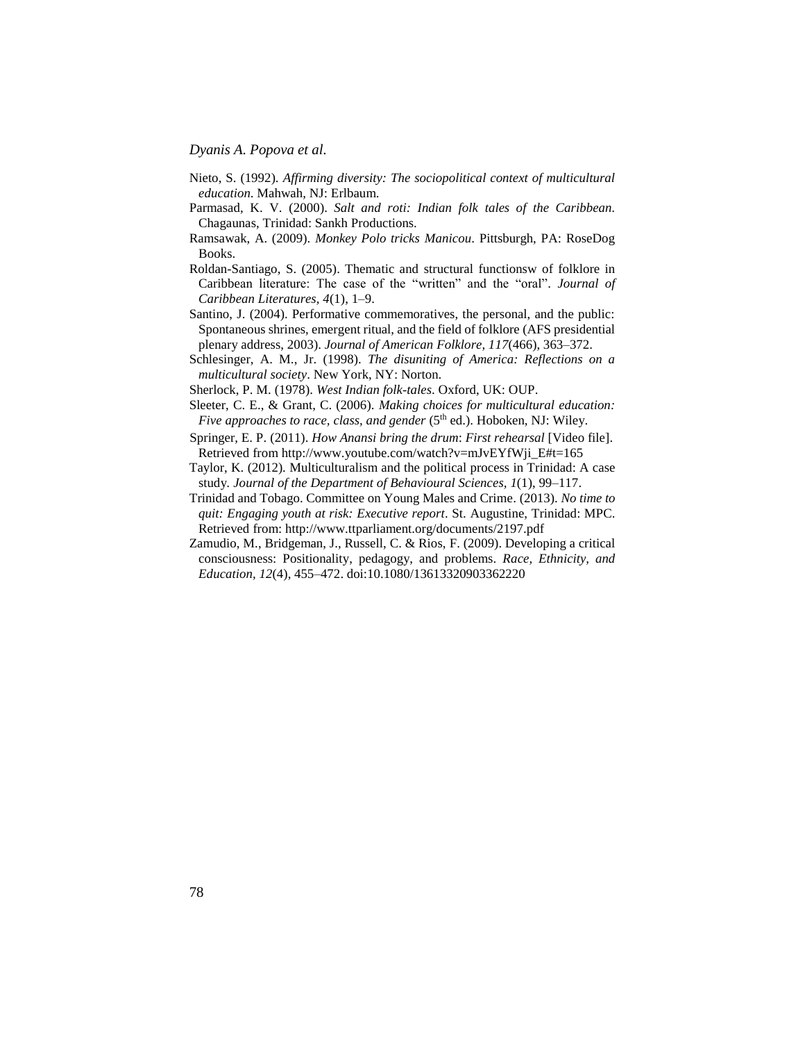Nieto, S. (1992). *Affirming diversity: The sociopolitical context of multicultural education*. Mahwah, NJ: Erlbaum.

Parmasad, K. V. (2000). *Salt and roti: Indian folk tales of the Caribbean*. Chagaunas, Trinidad: Sankh Productions.

Ramsawak, A. (2009). *Monkey Polo tricks Manicou*. Pittsburgh, PA: RoseDog Books.

Roldan-Santiago, S. (2005). Thematic and structural functionsw of folklore in Caribbean literature: The case of the "written" and the "oral". *Journal of Caribbean Literatures, 4*(1), 1–9.

Santino, J. (2004). Performative commemoratives, the personal, and the public: Spontaneous shrines, emergent ritual, and the field of folklore (AFS presidential plenary address, 2003). *Journal of American Folklore, 117*(466), 363–372.

Schlesinger, A. M., Jr. (1998). *The disuniting of America: Reflections on a multicultural society*. New York, NY: Norton.

Sherlock, P. M. (1978). *West Indian folk-tales*. Oxford, UK: OUP.

Sleeter, C. E., & Grant, C. (2006). *Making choices for multicultural education: Five approaches to race, class, and gender* (5th ed.). Hoboken, NJ: Wiley.

Springer, E. P. (2011). *How Anansi bring the drum*: *First rehearsal* [Video file]. Retrieved from http://www.youtube.com/watch?v=mJvEYfWji_E#t=165

Taylor, K. (2012). Multiculturalism and the political process in Trinidad: A case study. *Journal of the Department of Behavioural Sciences, 1*(1), 99–117.

Trinidad and Tobago. Committee on Young Males and Crime. (2013). *No time to quit: Engaging youth at risk: Executive report*. St. Augustine, Trinidad: MPC. Retrieved from: http://www.ttparliament.org/documents/2197.pdf

Zamudio, M., Bridgeman, J., Russell, C. & Rios, F. (2009). Developing a critical consciousness: Positionality, pedagogy, and problems. *Race, Ethnicity, and Education, 12*(4), 455–472. doi:10.1080/13613320903362220